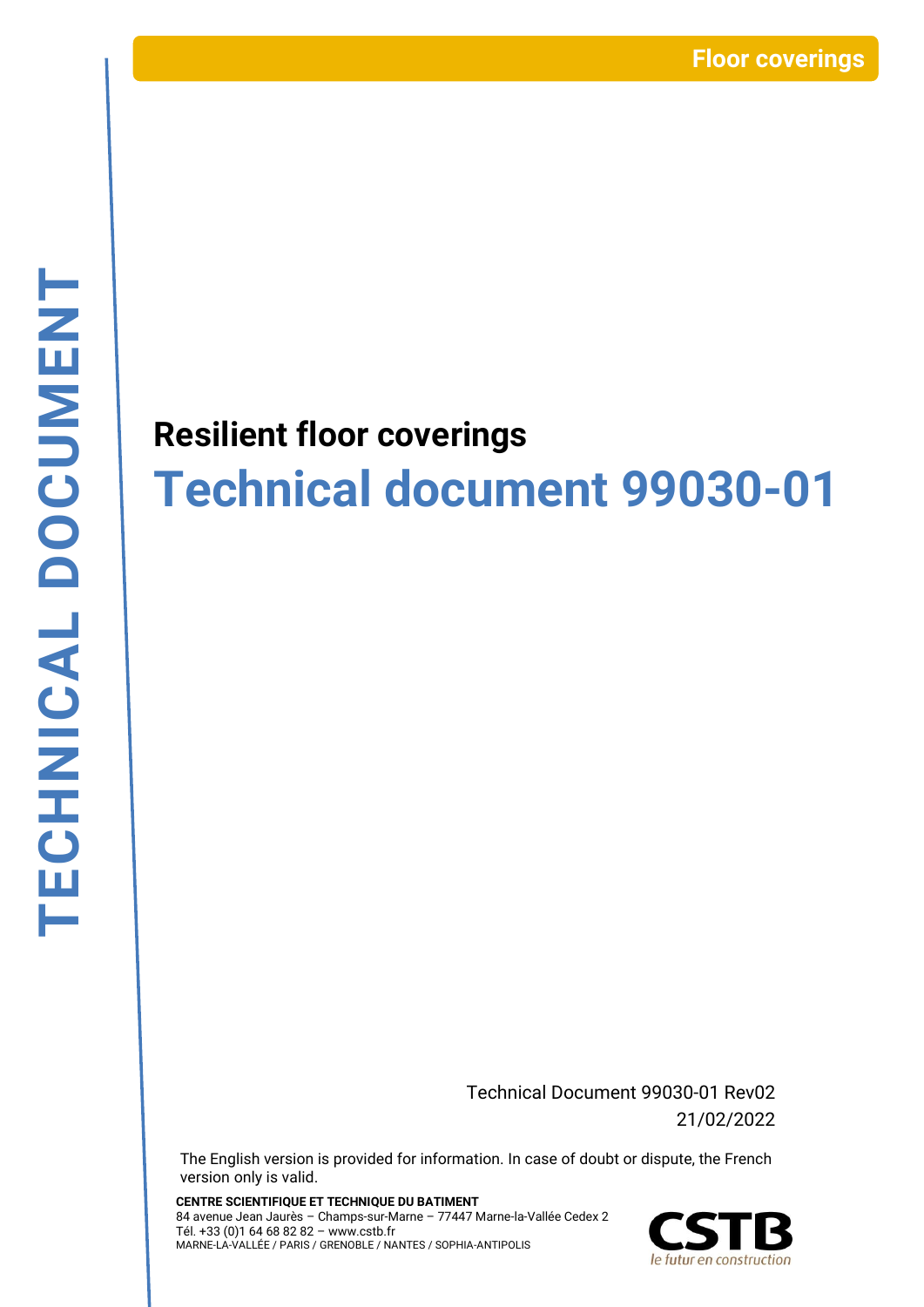Floor coverings

TECHNICAL DOCUMENT

## Resilient floor coverings

# Technical document 99030-01

Technical Document 99030-01 Rev02
21/02/2022

The English version is provided for information. In case of doubt or dispute, the French version only is valid.

**CENTRE SCIENTIFIQUE ET TECHNIQUE DU BATIMENT**
84 avenue Jean Jaurès – Champs-sur-Marne – 77447 Marne-la-Vallée Cedex 2
Tél. +33 (0)1 64 68 82 82 – www.cstb.fr
MARNE-LA-VALLÉE / PARIS / GRENOBLE / NANTES / SOPHIA-ANTIPOLIS

CSTB
le futur en construction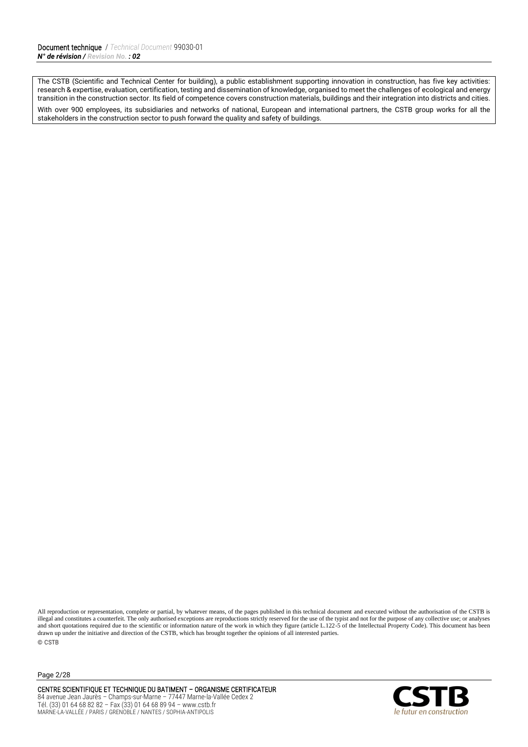The CSTB (Scientific and Technical Center for building), a public establishment supporting innovation in construction, has five key activities: research & expertise, evaluation, certification, testing and dissemination of knowledge, organised to meet the challenges of ecological and energy transition in the construction sector. Its field of competence covers construction materials, buildings and their integration into districts and cities.

With over 900 employees, its subsidiaries and networks of national, European and international partners, the CSTB group works for all the stakeholders in the construction sector to push forward the quality and safety of buildings.

All reproduction or representation, complete or partial, by whatever means, of the pages published in this technical document and executed without the authorisation of the CSTB is illegal and constitutes a counterfeit. The only authorised exceptions are reproductions strictly reserved for the use of the typist and not for the purpose of any collective use; or analyses and short quotations required due to the scientific or information nature of the work in which they figure (article L.122-5 of the Intellectual Property Code). This document has been drawn up under the initiative and direction of the CSTB, which has brought together the opinions of all interested parties.

© CSTB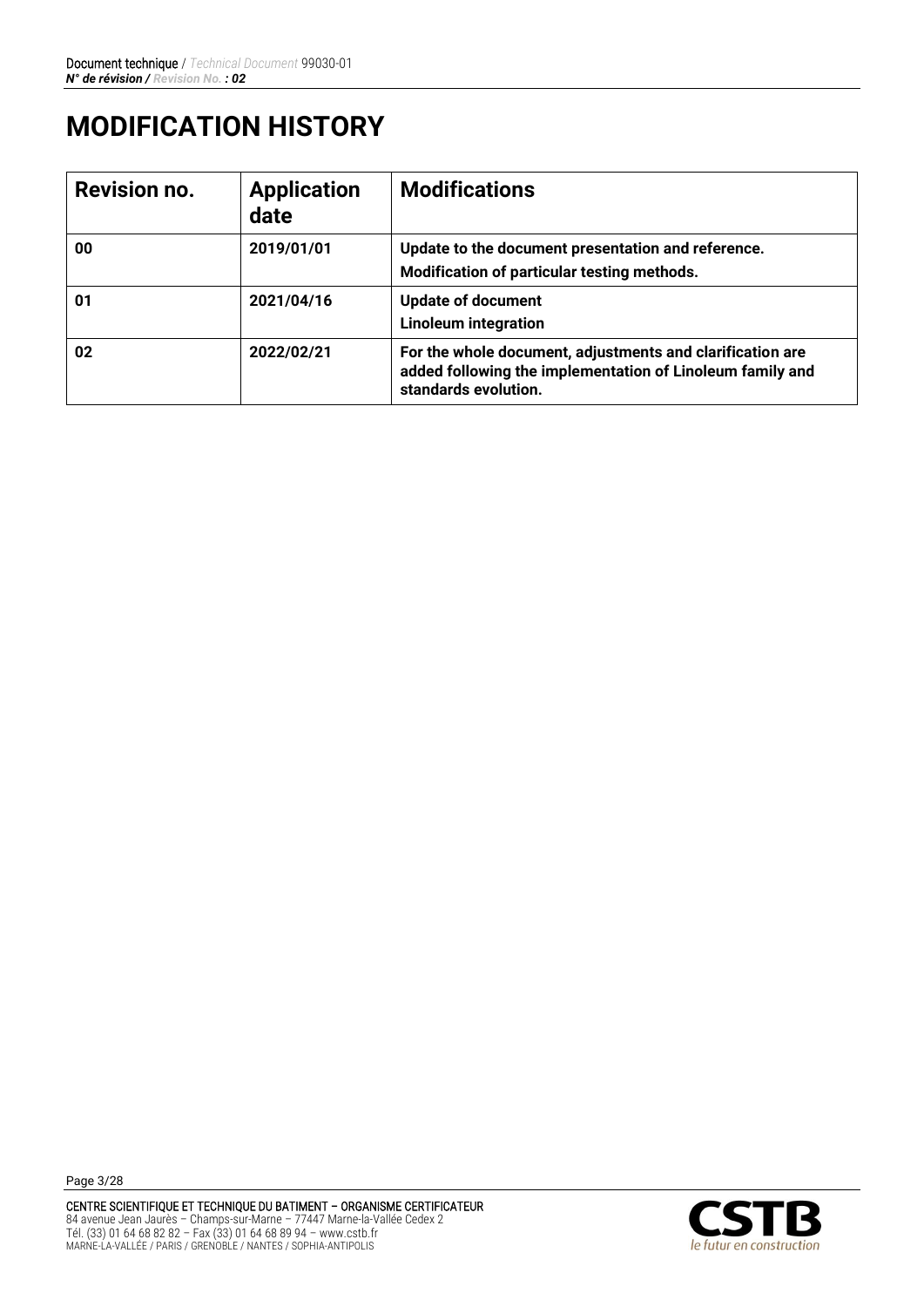# MODIFICATION HISTORY

| Revision no. | Application date | Modifications |
|---|---|---|
| 00 | 2019/01/01 | Update to the document presentation and reference.<br>Modification of particular testing methods. |
| 01 | 2021/04/16 | Update of document<br>Linoleum integration |
| 02 | 2022/02/21 | For the whole document, adjustments and clarification are added following the implementation of Linoleum family and standards evolution. |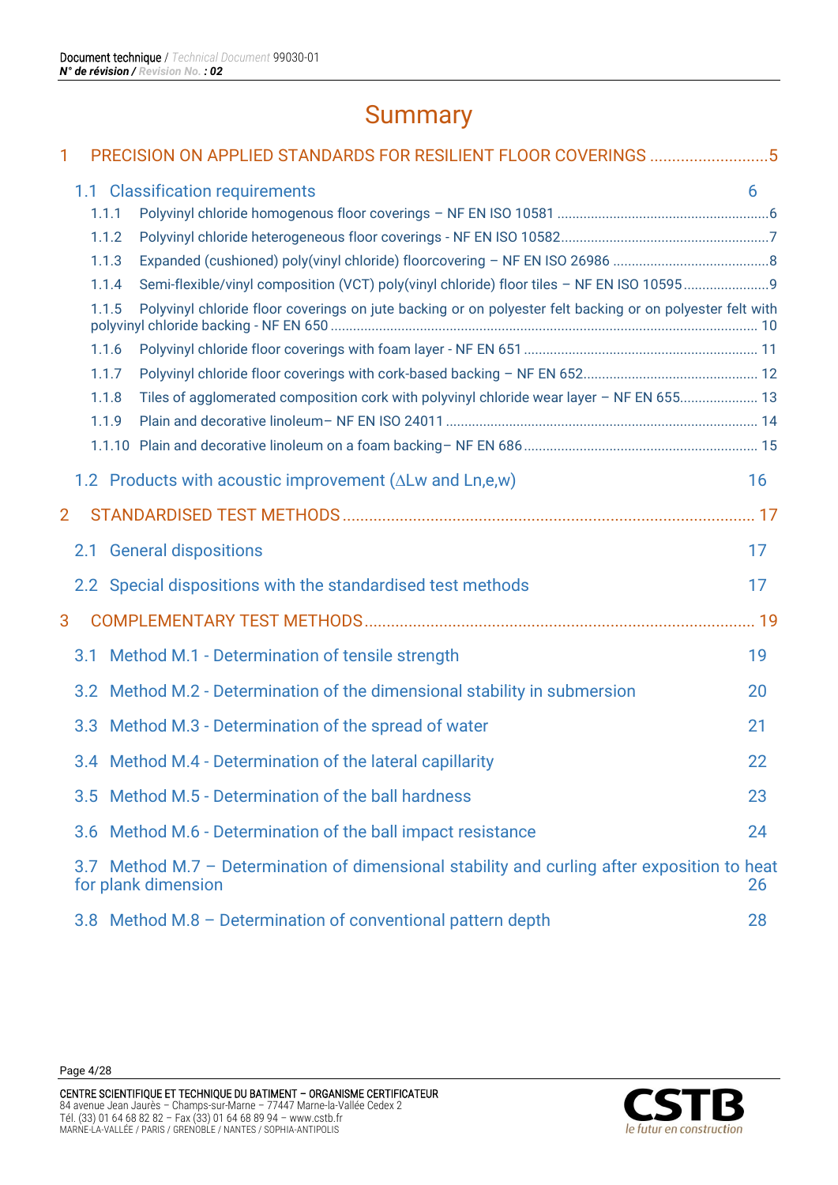# Summary

1 PRECISION ON APPLIED STANDARDS FOR RESILIENT FLOOR COVERINGS ........................... 5

1.1 Classification requirements 6

1.1.1 Polyvinyl chloride homogenous floor coverings – NF EN ISO 10581 ........................................................ 6

1.1.2 Polyvinyl chloride heterogeneous floor coverings - NF EN ISO 10582 ........................................................ 7

1.1.3 Expanded (cushioned) poly(vinyl chloride) floorcovering – NF EN ISO 26986 ........................................... 8

1.1.4 Semi-flexible/vinyl composition (VCT) poly(vinyl chloride) floor tiles – NF EN ISO 10595 ....................... 9

1.1.5 Polyvinyl chloride floor coverings on jute backing or on polyester felt backing or on polyester felt with polyvinyl chloride backing - NF EN 650 ................................................................................................ 10

1.1.6 Polyvinyl chloride floor coverings with foam layer - NF EN 651 .............................................................. 11

1.1.7 Polyvinyl chloride floor coverings with cork-based backing – NF EN 652 .............................................. 12

1.1.8 Tiles of agglomerated composition cork with polyvinyl chloride wear layer – NF EN 655 .................... 13

1.1.9 Plain and decorative linoleum– NF EN ISO 24011 .................................................................................. 14

1.1.10 Plain and decorative linoleum on a foam backing– NF EN 686 .............................................................. 15

1.2 Products with acoustic improvement (∆Lw and Ln,e,w) 16

2 STANDARDISED TEST METHODS ............................................................................................ 17

2.1 General dispositions 17

2.2 Special dispositions with the standardised test methods 17

3 COMPLEMENTARY TEST METHODS ...................................................................................... 19

3.1 Method M.1 - Determination of tensile strength 19

3.2 Method M.2 - Determination of the dimensional stability in submersion 20

3.3 Method M.3 - Determination of the spread of water 21

3.4 Method M.4 - Determination of the lateral capillarity 22

3.5 Method M.5 - Determination of the ball hardness 23

3.6 Method M.6 - Determination of the ball impact resistance 24

3.7 Method M.7 – Determination of dimensional stability and curling after exposition to heat for plank dimension 26

3.8 Method M.8 – Determination of conventional pattern depth 28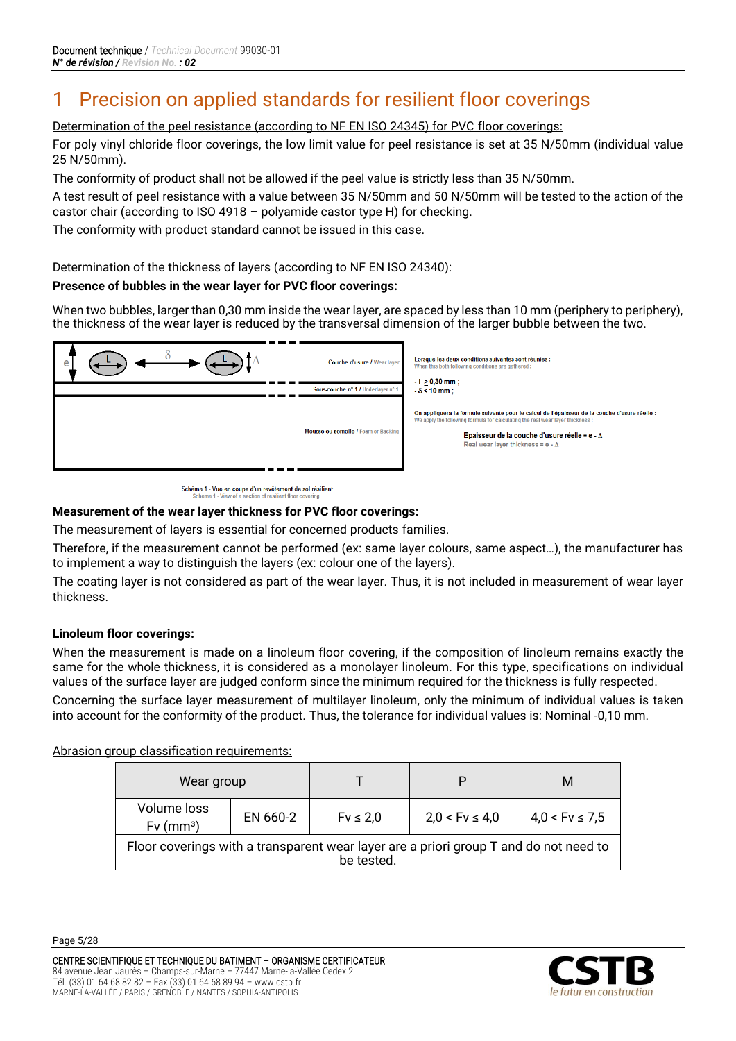# 1 Precision on applied standards for resilient floor coverings

Determination of the peel resistance (according to NF EN ISO 24345) for PVC floor coverings:

For poly vinyl chloride floor coverings, the low limit value for peel resistance is set at 35 N/50mm (individual value 25 N/50mm).

The conformity of product shall not be allowed if the peel value is strictly less than 35 N/50mm.

A test result of peel resistance with a value between 35 N/50mm and 50 N/50mm will be tested to the action of the castor chair (according to ISO 4918 – polyamide castor type H) for checking.

The conformity with product standard cannot be issued in this case.

Determination of the thickness of layers (according to NF EN ISO 24340):

**Presence of bubbles in the wear layer for PVC floor coverings:**

When two bubbles, larger than 0,30 mm inside the wear layer, are spaced by less than 10 mm (periphery to periphery), the thickness of the wear layer is reduced by the transversal dimension of the larger bubble between the two.

Couche d'usure / Wear layer

Sous-couche n° 1 / Underlayer n° 1

Mousse ou semelle / Foam or Backing

Lorsque les deux conditions suivantes sont réunies :
When this both following conditions are gathered :

- $L \geq 0{,}30$ mm ;
- $\delta < 10$ mm ;

On appliquera la formule suivante pour le calcul de l'épaisseur de la couche d'usure réelle :
We apply the following formula for calculating the real wear layer thickness :

**Epaisseur de la couche d'usure réelle = $e - \Delta$**
Real wear layer thickness = $e - \Delta$

Schéma 1 - Vue en coupe d'un revêtement de sol résilient
Schema 1 - View of a section of resilient floor covering

**Measurement of the wear layer thickness for PVC floor coverings:**

The measurement of layers is essential for concerned products families.

Therefore, if the measurement cannot be performed (ex: same layer colours, same aspect…), the manufacturer has to implement a way to distinguish the layers (ex: colour one of the layers).

The coating layer is not considered as part of the wear layer. Thus, it is not included in measurement of wear layer thickness.

**Linoleum floor coverings:**

When the measurement is made on a linoleum floor covering, if the composition of linoleum remains exactly the same for the whole thickness, it is considered as a monolayer linoleum. For this type, specifications on individual values of the surface layer are judged conform since the minimum required for the thickness is fully respected.

Concerning the surface layer measurement of multilayer linoleum, only the minimum of individual values is taken into account for the conformity of the product. Thus, the tolerance for individual values is: Nominal -0,10 mm.

Abrasion group classification requirements:

| Wear group | | T | P | M |
|---|---|---|---|---|
| Volume loss Fv ($mm^3$) | EN 660-2 | $Fv \leq 2{,}0$ | $2{,}0 < Fv \leq 4{,}0$ | $4{,}0 < Fv \leq 7{,}5$ |
| Floor coverings with a transparent wear layer are a priori group T and do not need to be tested. | | | | |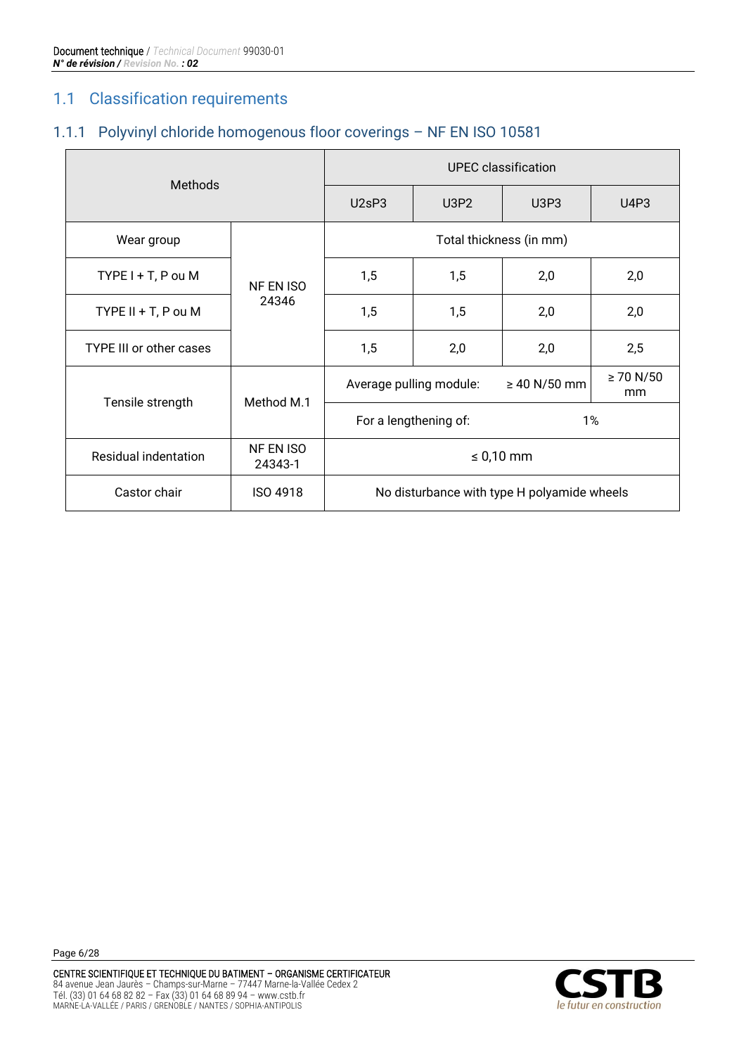## 1.1 Classification requirements

### 1.1.1 Polyvinyl chloride homogenous floor coverings – NF EN ISO 10581

| Methods | | UPEC classification | | | |
|---|---|---|---|---|---|
| | | U2sP3 | U3P2 | U3P3 | U4P3 |
| Wear group | NF EN ISO 24346 | Total thickness (in mm) | | | |
| TYPE I + T, P ou M | | 1,5 | 1,5 | 2,0 | 2,0 |
| TYPE II + T, P ou M | | 1,5 | 1,5 | 2,0 | 2,0 |
| TYPE III or other cases | | 1,5 | 2,0 | 2,0 | 2,5 |
| Tensile strength | Method M.1 | Average pulling module: ≥ 40 N/50 mm | | | ≥ 70 N/50 mm |
| | | For a lengthening of: 1% | | | |
| Residual indentation | NF EN ISO 24343-1 | ≤ 0,10 mm | | | |
| Castor chair | ISO 4918 | No disturbance with type H polyamide wheels | | | |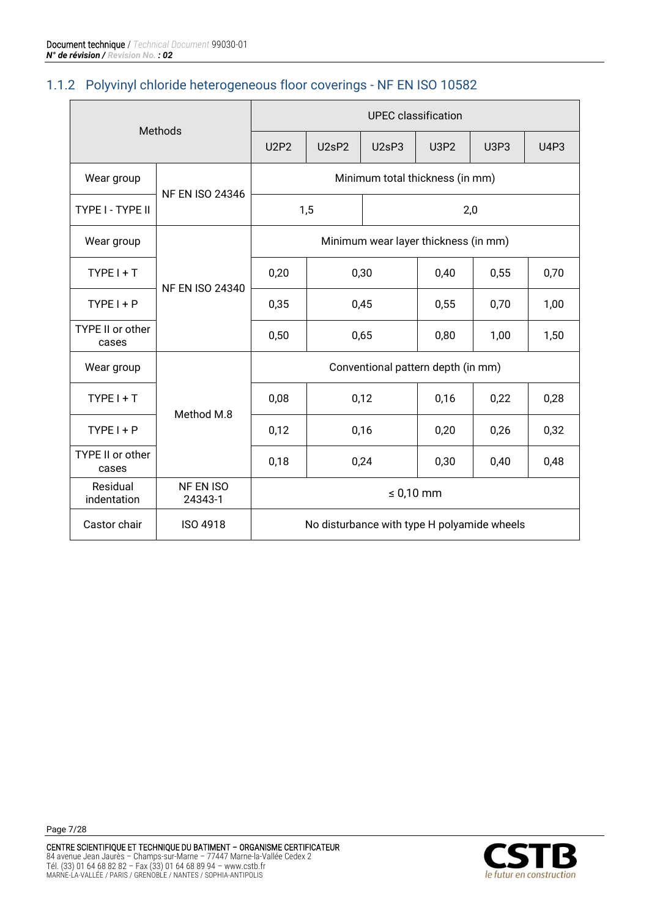### 1.1.2 Polyvinyl chloride heterogeneous floor coverings - NF EN ISO 10582

| Methods | | UPEC classification | | | | | |
|---|---|---|---|---|---|---|---|
| | | U2P2 | U2sP2 | U2sP3 | U3P2 | U3P3 | U4P3 |
| Wear group | NF EN ISO 24346 | Minimum total thickness (in mm) | | | | | |
| TYPE I - TYPE II | | 1,5 | | 2,0 | | | |
| Wear group | NF EN ISO 24340 | Minimum wear layer thickness (in mm) | | | | | |
| TYPE I + T | | 0,20 | 0,30 | | 0,40 | 0,55 | 0,70 |
| TYPE I + P | | 0,35 | 0,45 | | 0,55 | 0,70 | 1,00 |
| TYPE II or other cases | | 0,50 | 0,65 | | 0,80 | 1,00 | 1,50 |
| Wear group | Method M.8 | Conventional pattern depth (in mm) | | | | | |
| TYPE I + T | | 0,08 | 0,12 | | 0,16 | 0,22 | 0,28 |
| TYPE I + P | | 0,12 | 0,16 | | 0,20 | 0,26 | 0,32 |
| TYPE II or other cases | | 0,18 | 0,24 | | 0,30 | 0,40 | 0,48 |
| Residual indentation | NF EN ISO 24343-1 | ≤ 0,10 mm | | | | | |
| Castor chair | ISO 4918 | No disturbance with type H polyamide wheels | | | | | |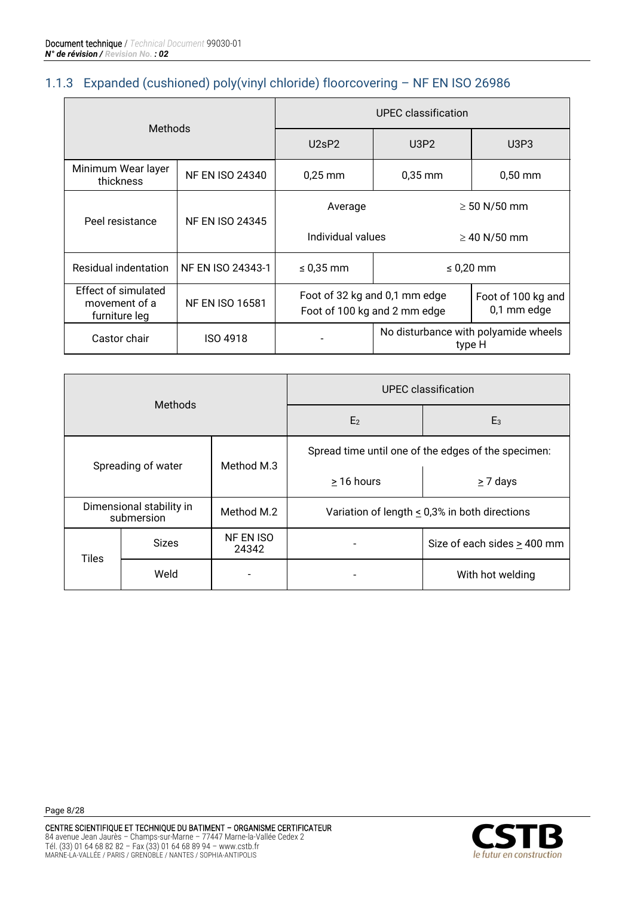### 1.1.3 Expanded (cushioned) poly(vinyl chloride) floorcovering – NF EN ISO 26986

| Methods | | UPEC classification | | |
|---|---|---|---|---|
| | | U2sP2 | U3P2 | U3P3 |
| Minimum Wear layer thickness | NF EN ISO 24340 | 0,25 mm | 0,35 mm | 0,50 mm |
| Peel resistance | NF EN ISO 24345 | Average | | ≥ 50 N/50 mm |
| | | Individual values | | ≥ 40 N/50 mm |
| Residual indentation | NF EN ISO 24343-1 | ≤ 0,35 mm | ≤ 0,20 mm | |
| Effect of simulated movement of a furniture leg | NF EN ISO 16581 | Foot of 32 kg and 0,1 mm edge<br>Foot of 100 kg and 2 mm edge | | Foot of 100 kg and 0,1 mm edge |
| Castor chair | ISO 4918 | - | No disturbance with polyamide wheels type H | |

| Methods | | | UPEC classification | |
|---|---|---|---|---|
| | | | $E_2$ | $E_3$ |
| Spreading of water | | Method M.3 | Spread time until one of the edges of the specimen: | |
| | | | ≥ 16 hours | ≥ 7 days |
| Dimensional stability in submersion | | Method M.2 | Variation of length ≤ 0,3% in both directions | |
| Tiles | Sizes | NF EN ISO 24342 | - | Size of each sides ≥ 400 mm |
| | Weld | - | - | With hot welding |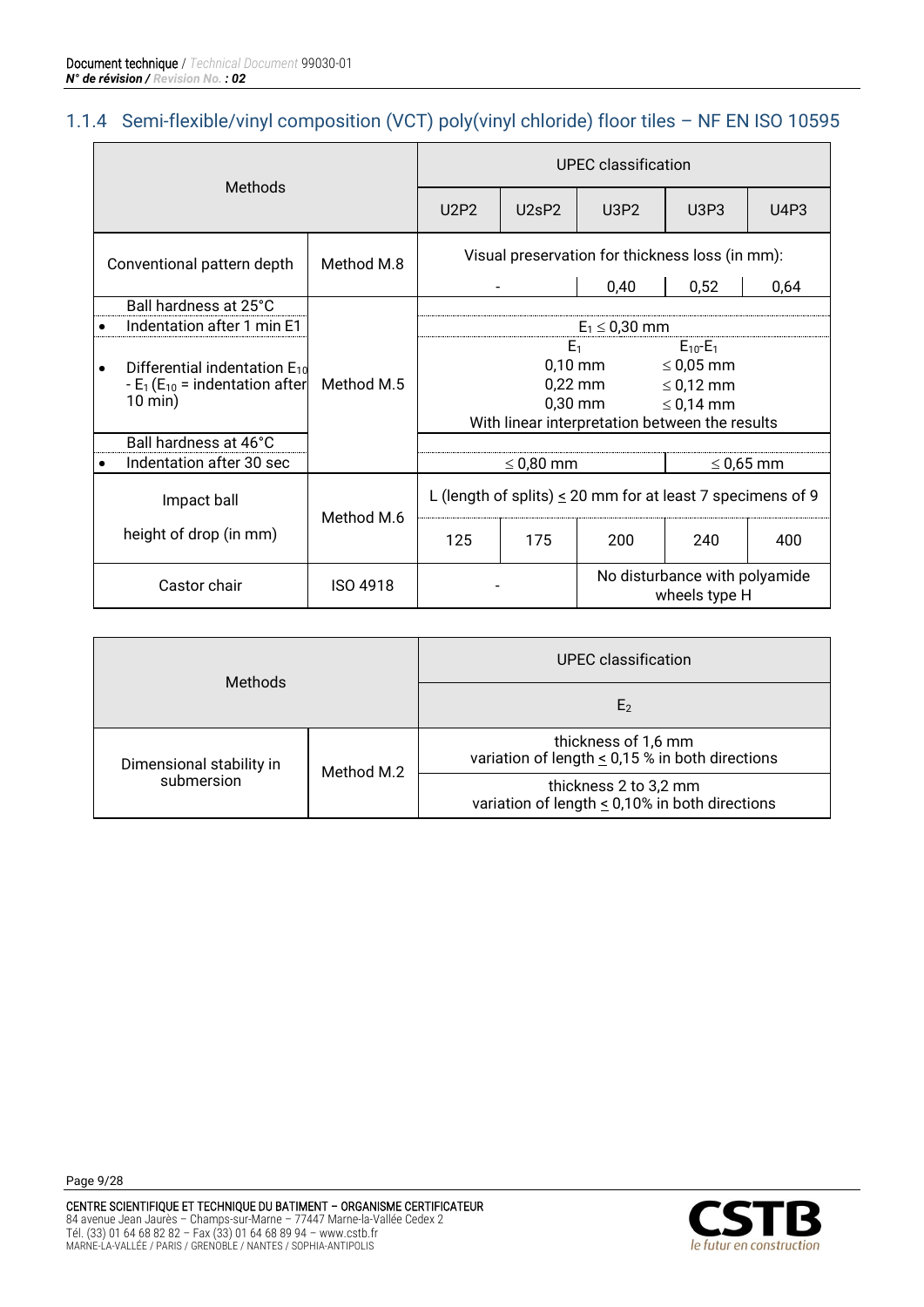### 1.1.4 Semi-flexible/vinyl composition (VCT) poly(vinyl chloride) floor tiles – NF EN ISO 10595

| Methods | | UPEC classification | | | | |
|---|---|---|---|---|---|---|
| | | U2P2 | U2sP2 | U3P2 | U3P3 | U4P3 |
| Conventional pattern depth | Method M.8 | Visual preservation for thickness loss (in mm): | | | | |
| | | - | | 0,40 | 0,52 | 0,64 |
| Ball hardness at 25°C<br>• Indentation after 1 min E1 | Method M.5 | $E_1 \leq 0{,}30$ mm | | | | |
| • Differential indentation $E_{10}$ - $E_1$ ($E_{10}$ = indentation after 10 min) | | $E_1$ / $E_{10}$-$E_1$<br>0,10 mm / ≤ 0,05 mm<br>0,22 mm / ≤ 0,12 mm<br>0,30 mm / ≤ 0,14 mm<br>With linear interpretation between the results | | | | |
| Ball hardness at 46°C<br>• Indentation after 30 sec | | ≤ 0,80 mm | | | ≤ 0,65 mm | |
| Impact ball<br>height of drop (in mm) | Method M.6 | L (length of splits) ≤ 20 mm for at least 7 specimens of 9 | | | | |
| | | 125 | 175 | 200 | 240 | 400 |
| Castor chair | ISO 4918 | - | | No disturbance with polyamide wheels type H | | |

| Methods | | UPEC classification |
|---|---|---|
| | | $E_2$ |
| Dimensional stability in submersion | Method M.2 | thickness of 1,6 mm<br>variation of length ≤ 0,15 % in both directions |
| | | thickness 2 to 3,2 mm<br>variation of length ≤ 0,10% in both directions |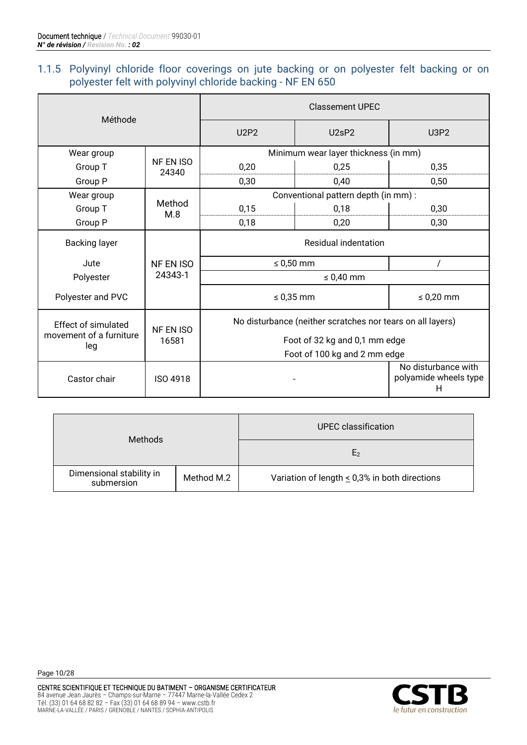### 1.1.5 Polyvinyl chloride floor coverings on jute backing or on polyester felt backing or on polyester felt with polyvinyl chloride backing - NF EN 650

| Méthode | | Classement UPEC | | |
|---|---|---|---|---|
| | | U2P2 | U2sP2 | U3P2 |
| Wear group | NF EN ISO 24340 | Minimum wear layer thickness (in mm) | | |
| Group T | | 0,20 | 0,25 | 0,35 |
| Group P | | 0,30 | 0,40 | 0,50 |
| Wear group | Method M.8 | Conventional pattern depth (in mm) : | | |
| Group T | | 0,15 | 0,18 | 0,30 |
| Group P | | 0,18 | 0,20 | 0,30 |
| Backing layer | NF EN ISO 24343-1 | Residual indentation | | |
| Jute | | ≤ 0,50 mm | | / |
| Polyester | | ≤ 0,40 mm | | |
| Polyester and PVC | | ≤ 0,35 mm | | ≤ 0,20 mm |
| Effect of simulated movement of a furniture leg | NF EN ISO 16581 | No disturbance (neither scratches nor tears on all layers)<br>Foot of 32 kg and 0,1 mm edge<br>Foot of 100 kg and 2 mm edge | | |
| Castor chair | ISO 4918 | - | | No disturbance with polyamide wheels type H |

| Methods | | UPEC classification |
|---|---|---|
| | | $E_2$ |
| Dimensional stability in submersion | Method M.2 | Variation of length ≤ 0,3% in both directions |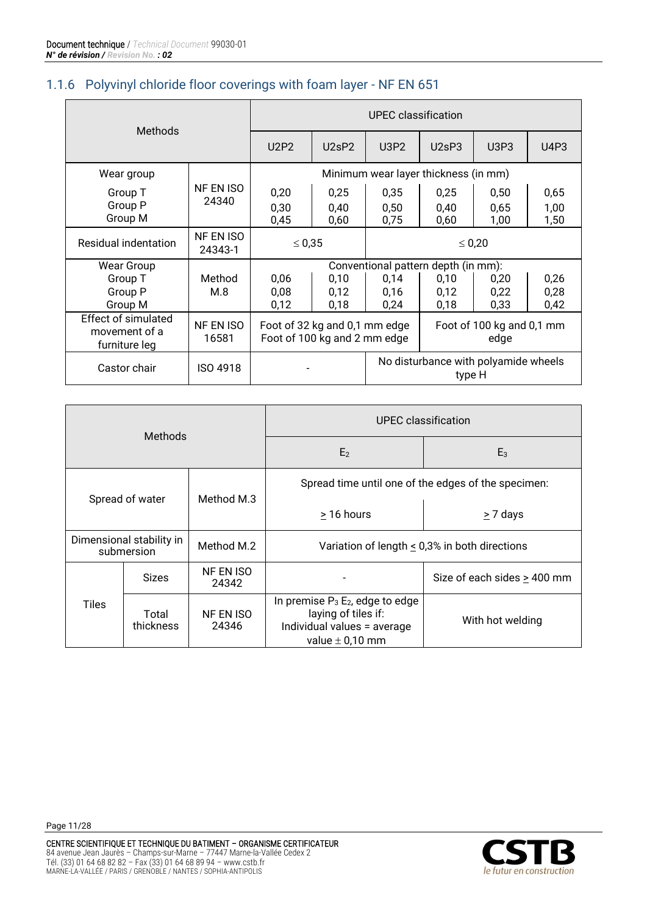## 1.1.6 Polyvinyl chloride floor coverings with foam layer - NF EN 651

| Methods | | UPEC classification | | | | | |
|---|---|---|---|---|---|---|---|
| | | U2P2 | U2sP2 | U3P2 | U2sP3 | U3P3 | U4P3 |
| Wear group | | Minimum wear layer thickness (in mm) | | | | | |
| Group T<br>Group P<br>Group M | NF EN ISO 24340 | 0,20<br>0,30<br>0,45 | 0,25<br>0,40<br>0,60 | 0,35<br>0,50<br>0,75 | 0,25<br>0,40<br>0,60 | 0,50<br>0,65<br>1,00 | 0,65<br>1,00<br>1,50 |
| Residual indentation | NF EN ISO 24343-1 | ≤ 0,35 | | ≤ 0,20 | | | |
| Wear Group | | Conventional pattern depth (in mm): | | | | | |
| Group T<br>Group P<br>Group M | Method M.8 | 0,06<br>0,08<br>0,12 | 0,10<br>0,12<br>0,18 | 0,14<br>0,16<br>0,24 | 0,10<br>0,12<br>0,18 | 0,20<br>0,22<br>0,33 | 0,26<br>0,28<br>0,42 |
| Effect of simulated movement of a furniture leg | NF EN ISO 16581 | Foot of 32 kg and 0,1 mm edge<br>Foot of 100 kg and 2 mm edge | | | Foot of 100 kg and 0,1 mm edge | | |
| Castor chair | ISO 4918 | - | | No disturbance with polyamide wheels type H | | | |

| Methods | | | UPEC classification | |
|---|---|---|---|---|
| | | | $E_2$ | $E_3$ |
| Spread of water | | Method M.3 | Spread time until one of the edges of the specimen: | |
| | | | ≥ 16 hours | ≥ 7 days |
| Dimensional stability in submersion | | Method M.2 | Variation of length ≤ 0,3% in both directions | |
| Tiles | Sizes | NF EN ISO 24342 | - | Size of each sides ≥ 400 mm |
| | Total thickness | NF EN ISO 24346 | In premise $P_3$ $E_2$, edge to edge laying of tiles if:<br>Individual values = average value ± 0,10 mm | With hot welding |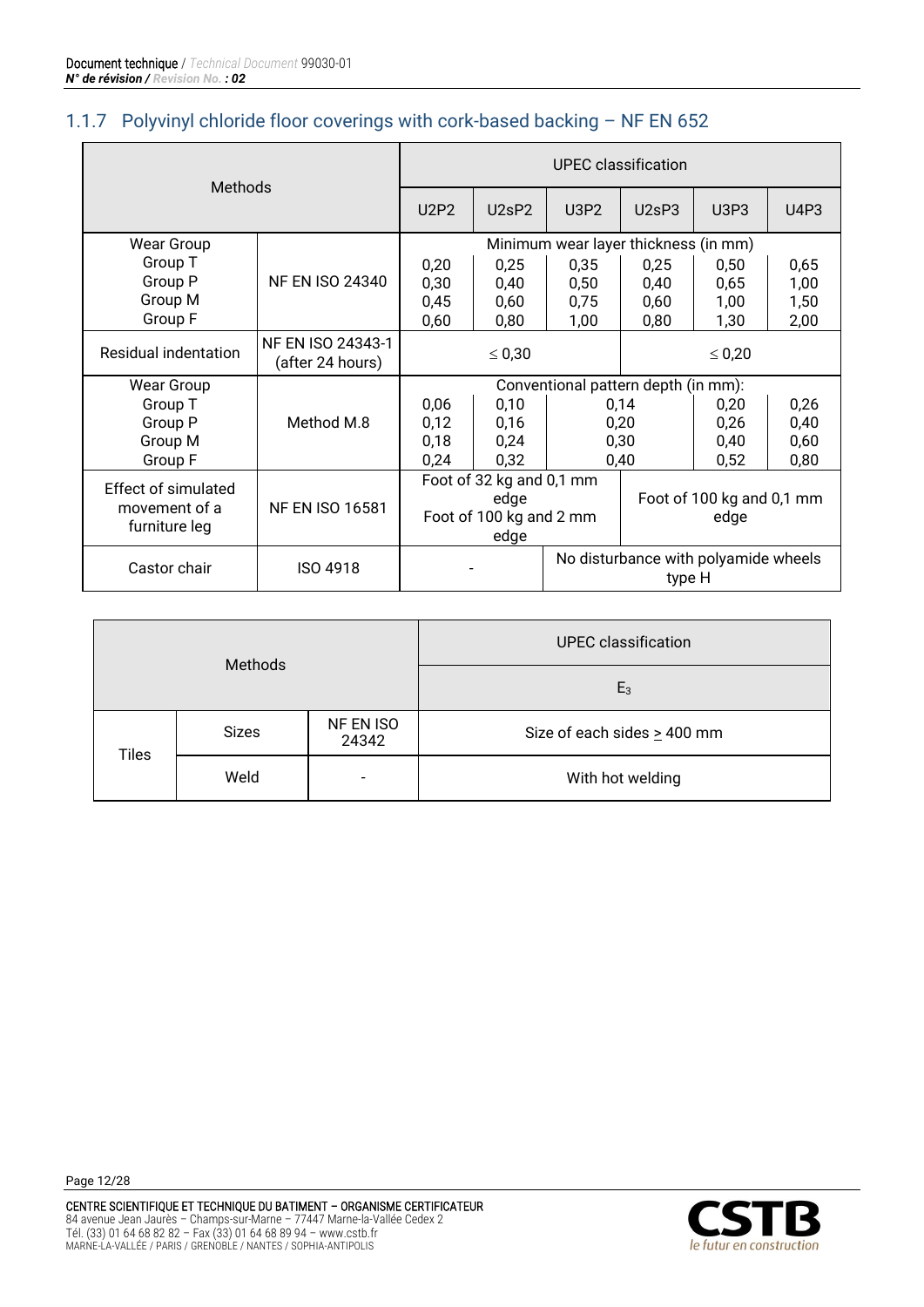### 1.1.7 Polyvinyl chloride floor coverings with cork-based backing – NF EN 652

| Methods | | UPEC classification | | | | | |
|---|---|---|---|---|---|---|---|
| | | U2P2 | U2sP2 | U3P2 | U2sP3 | U3P3 | U4P3 |
| Wear Group<br>Group T<br>Group P<br>Group M<br>Group F | NF EN ISO 24340 | Minimum wear layer thickness (in mm)<br>0,20<br>0,30<br>0,45<br>0,60 | <br>0,25<br>0,40<br>0,60<br>0,80 | <br>0,35<br>0,50<br>0,75<br>1,00 | <br>0,25<br>0,40<br>0,60<br>0,80 | <br>0,50<br>0,65<br>1,00<br>1,30 | <br>0,65<br>1,00<br>1,50<br>2,00 |
| Residual indentation | NF EN ISO 24343-1 (after 24 hours) | ≤ 0,30 | | | ≤ 0,20 | | |
| Wear Group<br>Group T<br>Group P<br>Group M<br>Group F | Method M.8 | Conventional pattern depth (in mm):<br>0,06<br>0,12<br>0,18<br>0,24 | <br>0,10<br>0,16<br>0,24<br>0,32 | <br>0,14<br>0,20<br>0,30<br>0,40 | | <br>0,20<br>0,26<br>0,40<br>0,52 | <br>0,26<br>0,40<br>0,60<br>0,80 |
| Effect of simulated movement of a furniture leg | NF EN ISO 16581 | Foot of 32 kg and 0,1 mm edge<br>Foot of 100 kg and 2 mm edge | | | Foot of 100 kg and 0,1 mm edge | | |
| Castor chair | ISO 4918 | - | | No disturbance with polyamide wheels type H | | | |

| Methods | | | UPEC classification |
|---|---|---|---|
| | | | $E_3$ |
| Tiles | Sizes | NF EN ISO 24342 | Size of each sides ≥ 400 mm |
| | Weld | - | With hot welding |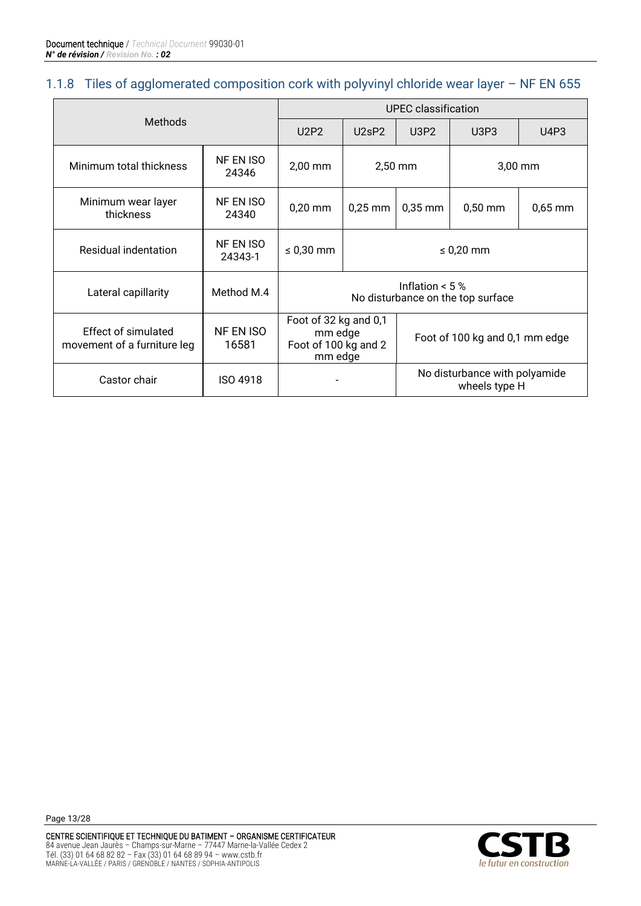### 1.1.8 Tiles of agglomerated composition cork with polyvinyl chloride wear layer – NF EN 655

| Methods | | UPEC classification | | | | |
|---|---|---|---|---|---|---|
| | | U2P2 | U2sP2 | U3P2 | U3P3 | U4P3 |
| Minimum total thickness | NF EN ISO 24346 | 2,00 mm | 2,50 mm | | 3,00 mm | |
| Minimum wear layer thickness | NF EN ISO 24340 | 0,20 mm | 0,25 mm | 0,35 mm | 0,50 mm | 0,65 mm |
| Residual indentation | NF EN ISO 24343-1 | ≤ 0,30 mm | ≤ 0,20 mm | | | |
| Lateral capillarity | Method M.4 | Inflation < 5 %<br>No disturbance on the top surface | | | | |
| Effect of simulated movement of a furniture leg | NF EN ISO 16581 | Foot of 32 kg and 0,1 mm edge<br>Foot of 100 kg and 2 mm edge | | Foot of 100 kg and 0,1 mm edge | | |
| Castor chair | ISO 4918 | - | | No disturbance with polyamide wheels type H | | |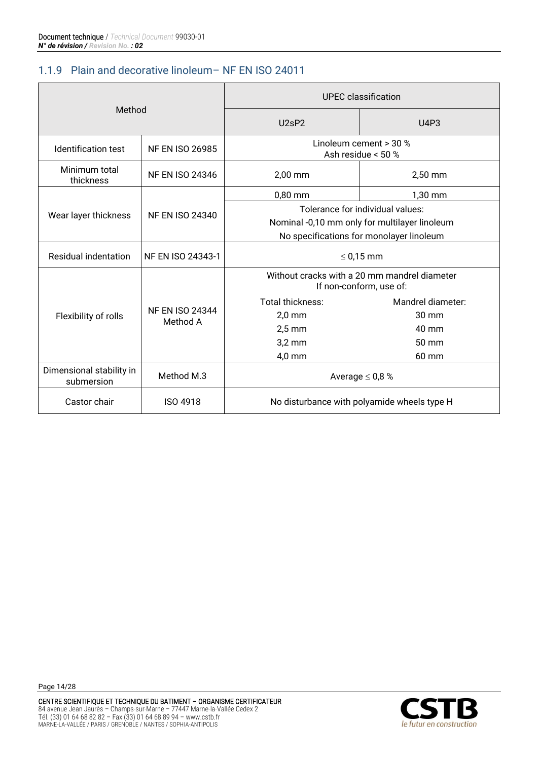### 1.1.9 Plain and decorative linoleum– NF EN ISO 24011

| Method | | UPEC classification | |
|---|---|---|---|
| | | U2sP2 | U4P3 |
| Identification test | NF EN ISO 26985 | Linoleum cement > 30 %<br>Ash residue < 50 % | |
| Minimum total thickness | NF EN ISO 24346 | 2,00 mm | 2,50 mm |
| Wear layer thickness | NF EN ISO 24340 | 0,80 mm | 1,30 mm |
| | | Tolerance for individual values:<br>Nominal -0,10 mm only for multilayer linoleum<br>No specifications for monolayer linoleum | |
| Residual indentation | NF EN ISO 24343-1 | ≤ 0,15 mm | |
| Flexibility of rolls | NF EN ISO 24344 Method A | Without cracks with a 20 mm mandrel diameter<br>If non-conform, use of: | |
| | | Total thickness:<br>2,0 mm<br>2,5 mm<br>3,2 mm<br>4,0 mm | Mandrel diameter:<br>30 mm<br>40 mm<br>50 mm<br>60 mm |
| Dimensional stability in submersion | Method M.3 | Average ≤ 0,8 % | |
| Castor chair | ISO 4918 | No disturbance with polyamide wheels type H | |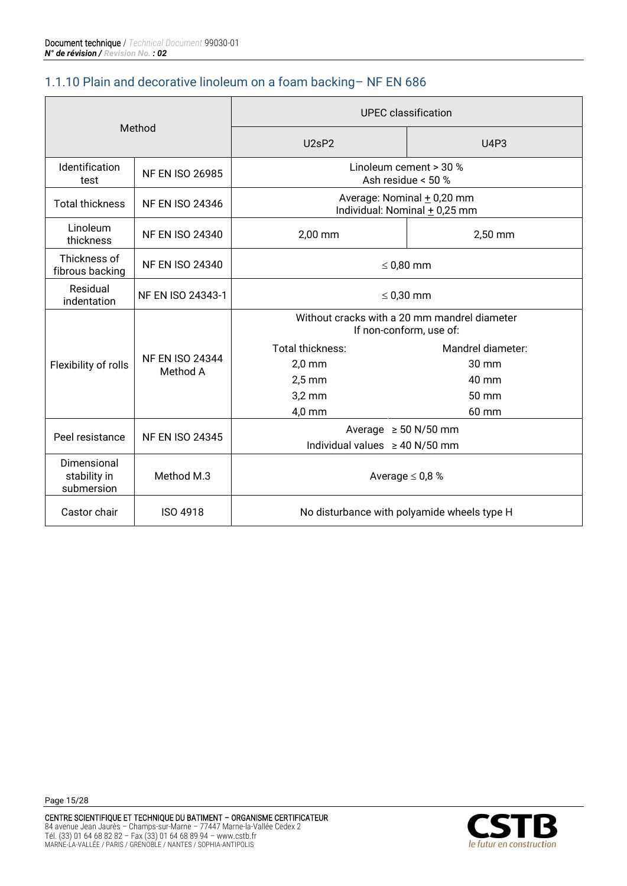## 1.1.10 Plain and decorative linoleum on a foam backing– NF EN 686

| Method | | UPEC classification | |
|---|---|---|---|
| | | U2sP2 | U4P3 |
| Identification test | NF EN ISO 26985 | Linoleum cement > 30 %<br>Ash residue < 50 % | |
| Total thickness | NF EN ISO 24346 | Average: Nominal ± 0,20 mm<br>Individual: Nominal ± 0,25 mm | |
| Linoleum thickness | NF EN ISO 24340 | 2,00 mm | 2,50 mm |
| Thickness of fibrous backing | NF EN ISO 24340 | ≤ 0,80 mm | |
| Residual indentation | NF EN ISO 24343-1 | ≤ 0,30 mm | |
| Flexibility of rolls | NF EN ISO 24344 Method A | Without cracks with a 20 mm mandrel diameter<br>If non-conform, use of:<br>Total thickness: 2,0 mm / 2,5 mm / 3,2 mm / 4,0 mm<br>Mandrel diameter: 30 mm / 40 mm / 50 mm / 60 mm | |
| Peel resistance | NF EN ISO 24345 | Average ≥ 50 N/50 mm<br>Individual values ≥ 40 N/50 mm | |
| Dimensional stability in submersion | Method M.3 | Average ≤ 0,8 % | |
| Castor chair | ISO 4918 | No disturbance with polyamide wheels type H | |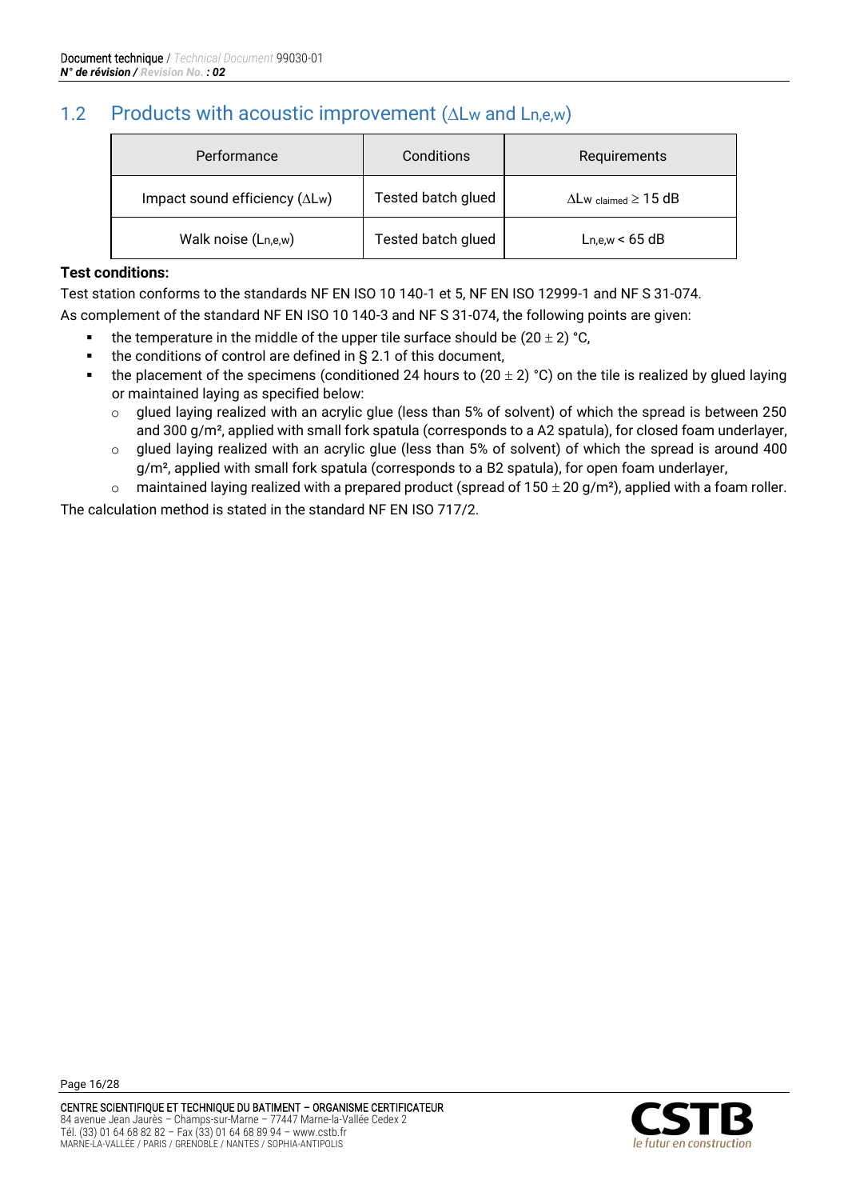## 1.2 Products with acoustic improvement ($\Delta L_w$ and $L_{n,e,w}$)

| Performance | Conditions | Requirements |
|---|---|---|
| Impact sound efficiency ($\Delta L_w$) | Tested batch glued | $\Delta L_{w\ claimed} \geq 15$ dB |
| Walk noise ($L_{n,e,w}$) | Tested batch glued | $L_{n,e,w} < 65$ dB |

**Test conditions:**

Test station conforms to the standards NF EN ISO 10 140-1 et 5, NF EN ISO 12999-1 and NF S 31-074.

As complement of the standard NF EN ISO 10 140-3 and NF S 31-074, the following points are given:

- the temperature in the middle of the upper tile surface should be (20 ± 2) °C,
- the conditions of control are defined in § 2.1 of this document,
- the placement of the specimens (conditioned 24 hours to (20 ± 2) °C) on the tile is realized by glued laying or maintained laying as specified below:
  - glued laying realized with an acrylic glue (less than 5% of solvent) of which the spread is between 250 and 300 g/m², applied with small fork spatula (corresponds to a A2 spatula), for closed foam underlayer,
  - glued laying realized with an acrylic glue (less than 5% of solvent) of which the spread is around 400 g/m², applied with small fork spatula (corresponds to a B2 spatula), for open foam underlayer,
  - maintained laying realized with a prepared product (spread of 150 ± 20 g/m²), applied with a foam roller.

The calculation method is stated in the standard NF EN ISO 717/2.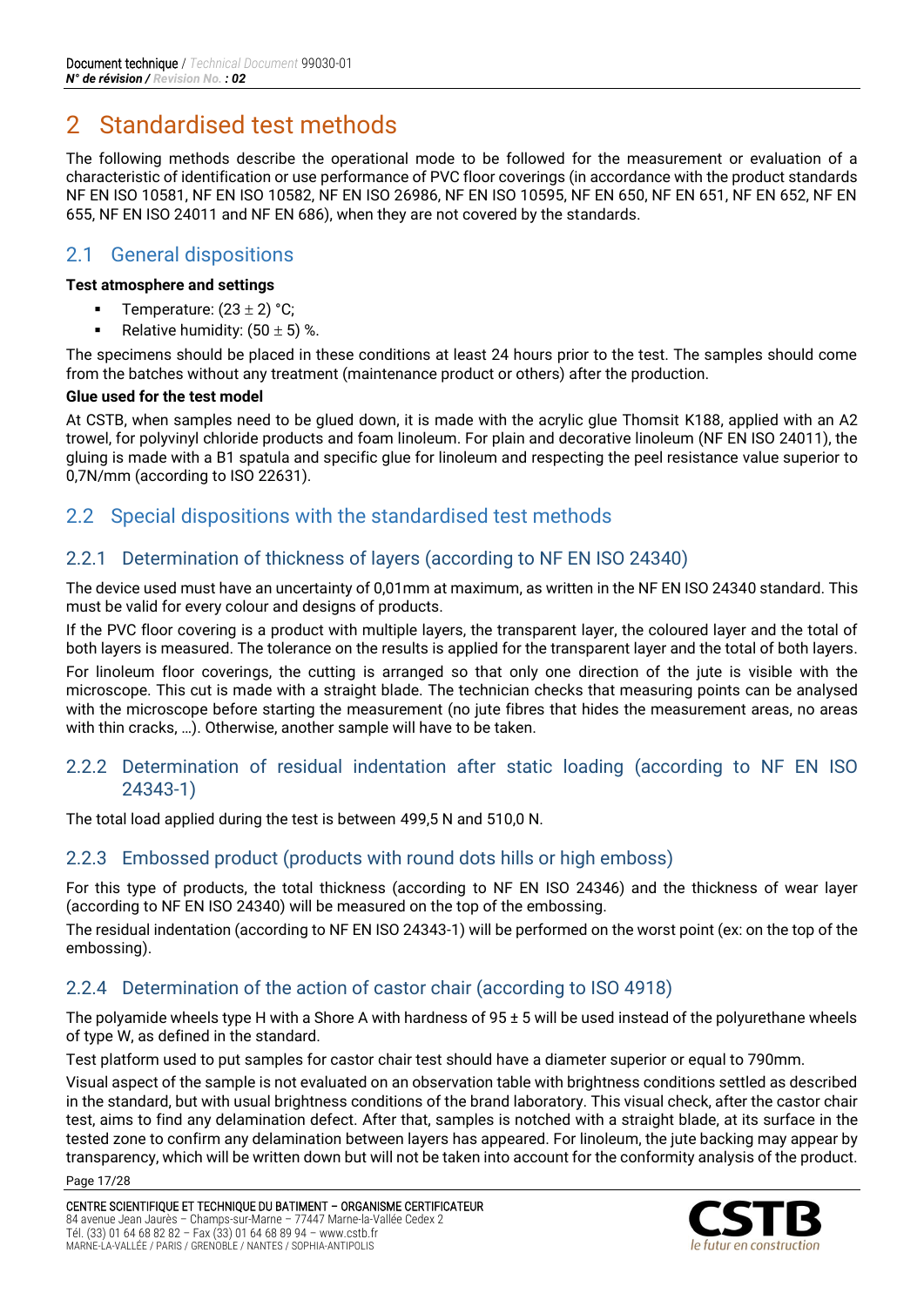# 2 Standardised test methods

The following methods describe the operational mode to be followed for the measurement or evaluation of a characteristic of identification or use performance of PVC floor coverings (in accordance with the product standards NF EN ISO 10581, NF EN ISO 10582, NF EN ISO 26986, NF EN ISO 10595, NF EN 650, NF EN 651, NF EN 652, NF EN 655, NF EN ISO 24011 and NF EN 686), when they are not covered by the standards.

## 2.1 General dispositions

**Test atmosphere and settings**

- Temperature: $(23 \pm 2)$ °C;
- Relative humidity: $(50 \pm 5)$ %.

The specimens should be placed in these conditions at least 24 hours prior to the test. The samples should come from the batches without any treatment (maintenance product or others) after the production.

**Glue used for the test model**

At CSTB, when samples need to be glued down, it is made with the acrylic glue Thomsit K188, applied with an A2 trowel, for polyvinyl chloride products and foam linoleum. For plain and decorative linoleum (NF EN ISO 24011), the gluing is made with a B1 spatula and specific glue for linoleum and respecting the peel resistance value superior to 0,7N/mm (according to ISO 22631).

## 2.2 Special dispositions with the standardised test methods

### 2.2.1 Determination of thickness of layers (according to NF EN ISO 24340)

The device used must have an uncertainty of 0,01mm at maximum, as written in the NF EN ISO 24340 standard. This must be valid for every colour and designs of products.

If the PVC floor covering is a product with multiple layers, the transparent layer, the coloured layer and the total of both layers is measured. The tolerance on the results is applied for the transparent layer and the total of both layers.

For linoleum floor coverings, the cutting is arranged so that only one direction of the jute is visible with the microscope. This cut is made with a straight blade. The technician checks that measuring points can be analysed with the microscope before starting the measurement (no jute fibres that hides the measurement areas, no areas with thin cracks, …). Otherwise, another sample will have to be taken.

### 2.2.2 Determination of residual indentation after static loading (according to NF EN ISO 24343-1)

The total load applied during the test is between 499,5 N and 510,0 N.

### 2.2.3 Embossed product (products with round dots hills or high emboss)

For this type of products, the total thickness (according to NF EN ISO 24346) and the thickness of wear layer (according to NF EN ISO 24340) will be measured on the top of the embossing.

The residual indentation (according to NF EN ISO 24343-1) will be performed on the worst point (ex: on the top of the embossing).

### 2.2.4 Determination of the action of castor chair (according to ISO 4918)

The polyamide wheels type H with a Shore A with hardness of $95 \pm 5$ will be used instead of the polyurethane wheels of type W, as defined in the standard.

Test platform used to put samples for castor chair test should have a diameter superior or equal to 790mm.

Visual aspect of the sample is not evaluated on an observation table with brightness conditions settled as described in the standard, but with usual brightness conditions of the brand laboratory. This visual check, after the castor chair test, aims to find any delamination defect. After that, samples is notched with a straight blade, at its surface in the tested zone to confirm any delamination between layers has appeared. For linoleum, the jute backing may appear by transparency, which will be written down but will not be taken into account for the conformity analysis of the product.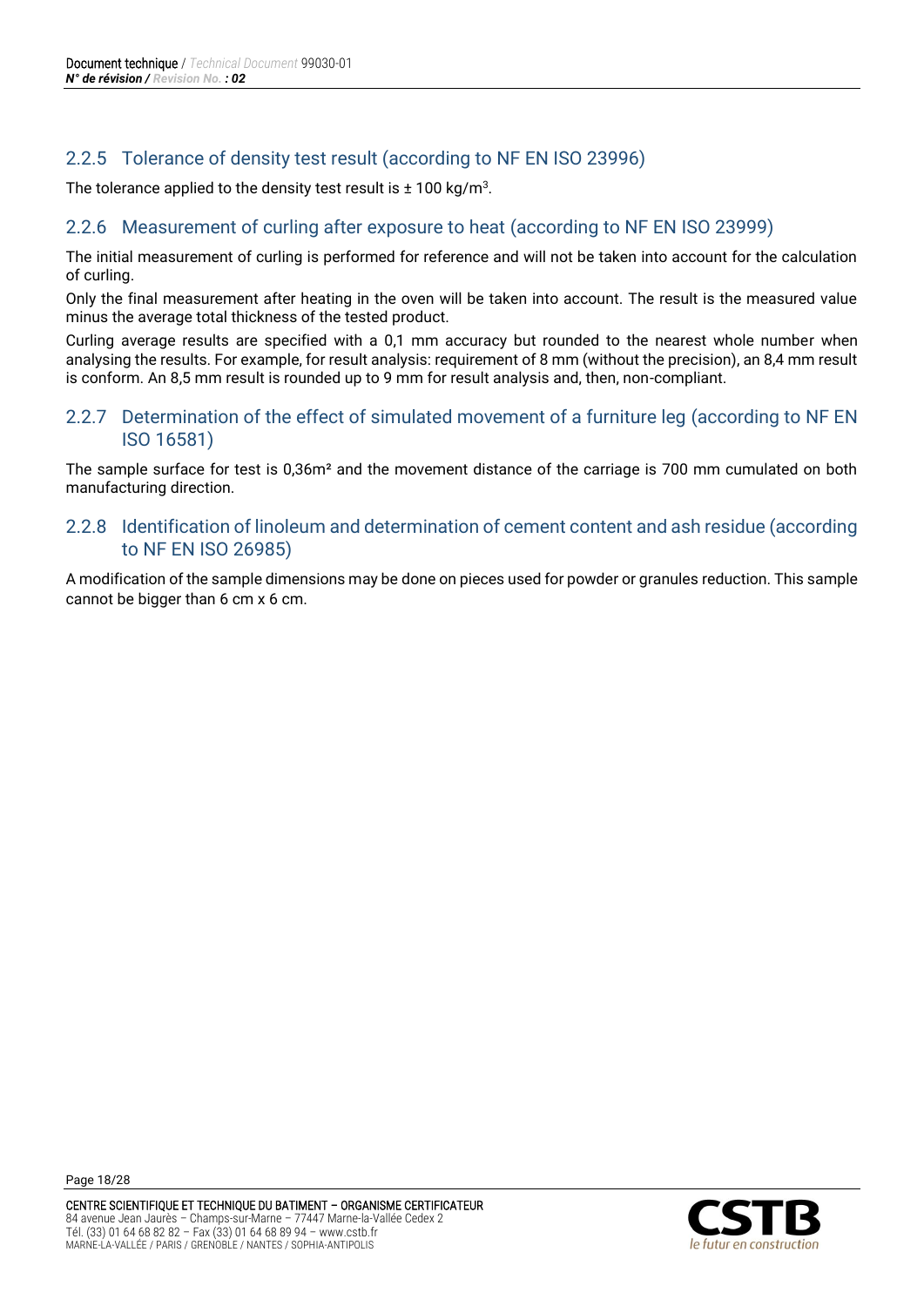### 2.2.5 Tolerance of density test result (according to NF EN ISO 23996)

The tolerance applied to the density test result is ± 100 kg/m³.

### 2.2.6 Measurement of curling after exposure to heat (according to NF EN ISO 23999)

The initial measurement of curling is performed for reference and will not be taken into account for the calculation of curling.

Only the final measurement after heating in the oven will be taken into account. The result is the measured value minus the average total thickness of the tested product.

Curling average results are specified with a 0,1 mm accuracy but rounded to the nearest whole number when analysing the results. For example, for result analysis: requirement of 8 mm (without the precision), an 8,4 mm result is conform. An 8,5 mm result is rounded up to 9 mm for result analysis and, then, non-compliant.

### 2.2.7 Determination of the effect of simulated movement of a furniture leg (according to NF EN ISO 16581)

The sample surface for test is 0,36m² and the movement distance of the carriage is 700 mm cumulated on both manufacturing direction.

### 2.2.8 Identification of linoleum and determination of cement content and ash residue (according to NF EN ISO 26985)

A modification of the sample dimensions may be done on pieces used for powder or granules reduction. This sample cannot be bigger than 6 cm x 6 cm.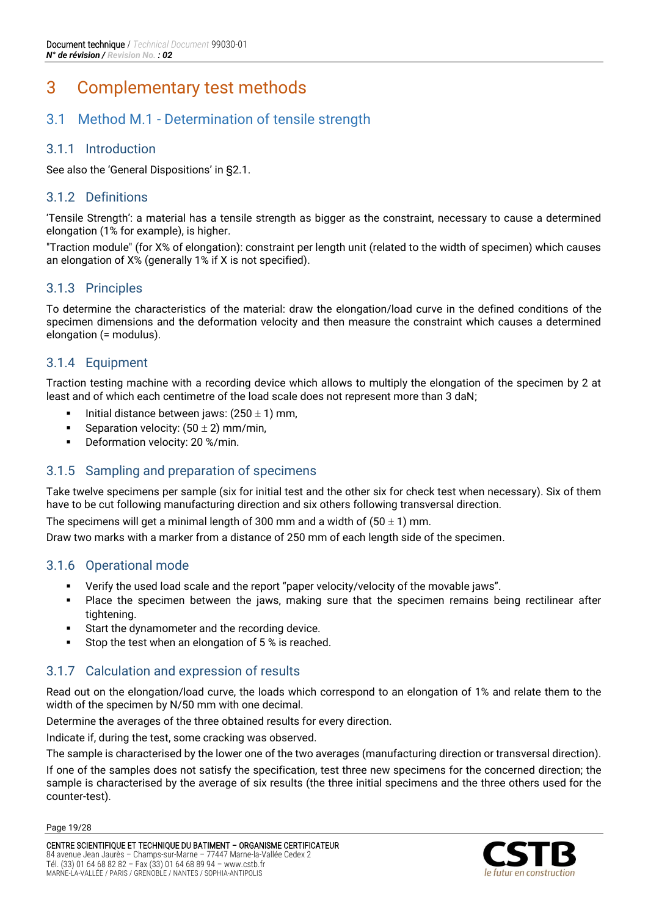# 3 Complementary test methods

## 3.1 Method M.1 - Determination of tensile strength

### 3.1.1 Introduction

See also the 'General Dispositions' in §2.1.

### 3.1.2 Definitions

'Tensile Strength': a material has a tensile strength as bigger as the constraint, necessary to cause a determined elongation (1% for example), is higher.

"Traction module" (for X% of elongation): constraint per length unit (related to the width of specimen) which causes an elongation of X% (generally 1% if X is not specified).

### 3.1.3 Principles

To determine the characteristics of the material: draw the elongation/load curve in the defined conditions of the specimen dimensions and the deformation velocity and then measure the constraint which causes a determined elongation (= modulus).

### 3.1.4 Equipment

Traction testing machine with a recording device which allows to multiply the elongation of the specimen by 2 at least and of which each centimetre of the load scale does not represent more than 3 daN;

- Initial distance between jaws: (250 ± 1) mm,
- Separation velocity: (50 ± 2) mm/min,
- Deformation velocity: 20 %/min.

### 3.1.5 Sampling and preparation of specimens

Take twelve specimens per sample (six for initial test and the other six for check test when necessary). Six of them have to be cut following manufacturing direction and six others following transversal direction.

The specimens will get a minimal length of 300 mm and a width of (50 ± 1) mm.

Draw two marks with a marker from a distance of 250 mm of each length side of the specimen.

### 3.1.6 Operational mode

- Verify the used load scale and the report "paper velocity/velocity of the movable jaws".
- Place the specimen between the jaws, making sure that the specimen remains being rectilinear after tightening.
- Start the dynamometer and the recording device.
- Stop the test when an elongation of 5 % is reached.

### 3.1.7 Calculation and expression of results

Read out on the elongation/load curve, the loads which correspond to an elongation of 1% and relate them to the width of the specimen by N/50 mm with one decimal.

Determine the averages of the three obtained results for every direction.

Indicate if, during the test, some cracking was observed.

The sample is characterised by the lower one of the two averages (manufacturing direction or transversal direction).

If one of the samples does not satisfy the specification, test three new specimens for the concerned direction; the sample is characterised by the average of six results (the three initial specimens and the three others used for the counter-test).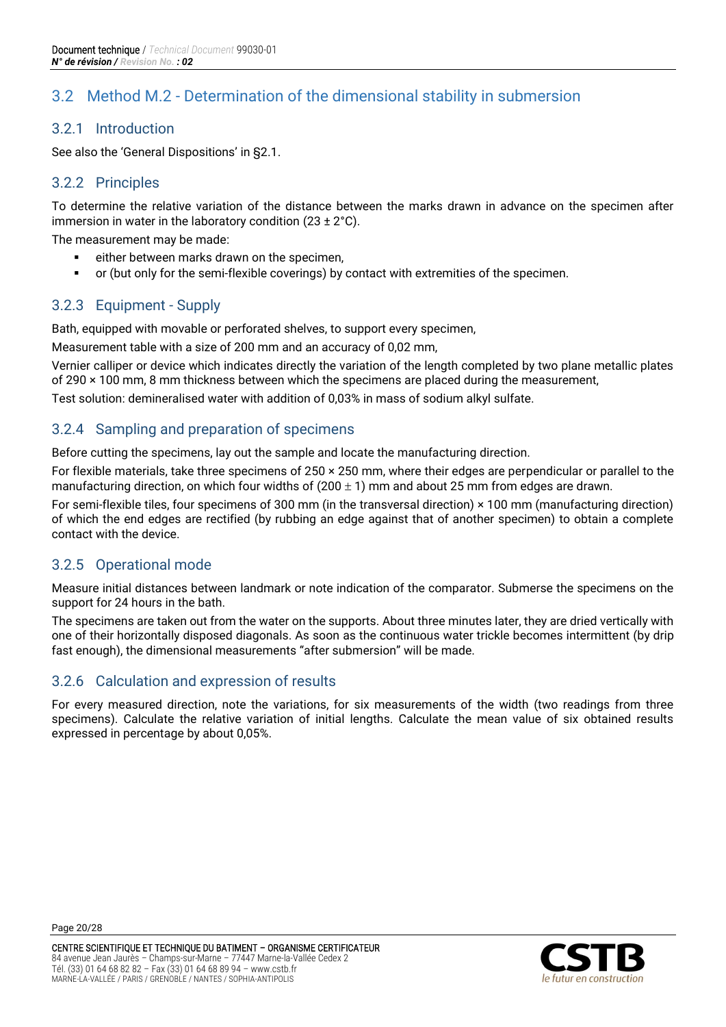## 3.2 Method M.2 - Determination of the dimensional stability in submersion

### 3.2.1 Introduction

See also the 'General Dispositions' in §2.1.

### 3.2.2 Principles

To determine the relative variation of the distance between the marks drawn in advance on the specimen after immersion in water in the laboratory condition (23 ± 2°C).

The measurement may be made:

- either between marks drawn on the specimen,
- or (but only for the semi-flexible coverings) by contact with extremities of the specimen.

### 3.2.3 Equipment - Supply

Bath, equipped with movable or perforated shelves, to support every specimen,

Measurement table with a size of 200 mm and an accuracy of 0,02 mm,

Vernier calliper or device which indicates directly the variation of the length completed by two plane metallic plates of 290 × 100 mm, 8 mm thickness between which the specimens are placed during the measurement,

Test solution: demineralised water with addition of 0,03% in mass of sodium alkyl sulfate.

### 3.2.4 Sampling and preparation of specimens

Before cutting the specimens, lay out the sample and locate the manufacturing direction.

For flexible materials, take three specimens of 250 × 250 mm, where their edges are perpendicular or parallel to the manufacturing direction, on which four widths of (200 ± 1) mm and about 25 mm from edges are drawn.

For semi-flexible tiles, four specimens of 300 mm (in the transversal direction) × 100 mm (manufacturing direction) of which the end edges are rectified (by rubbing an edge against that of another specimen) to obtain a complete contact with the device.

### 3.2.5 Operational mode

Measure initial distances between landmark or note indication of the comparator. Submerse the specimens on the support for 24 hours in the bath.

The specimens are taken out from the water on the supports. About three minutes later, they are dried vertically with one of their horizontally disposed diagonals. As soon as the continuous water trickle becomes intermittent (by drip fast enough), the dimensional measurements "after submersion" will be made.

### 3.2.6 Calculation and expression of results

For every measured direction, note the variations, for six measurements of the width (two readings from three specimens). Calculate the relative variation of initial lengths. Calculate the mean value of six obtained results expressed in percentage by about 0,05%.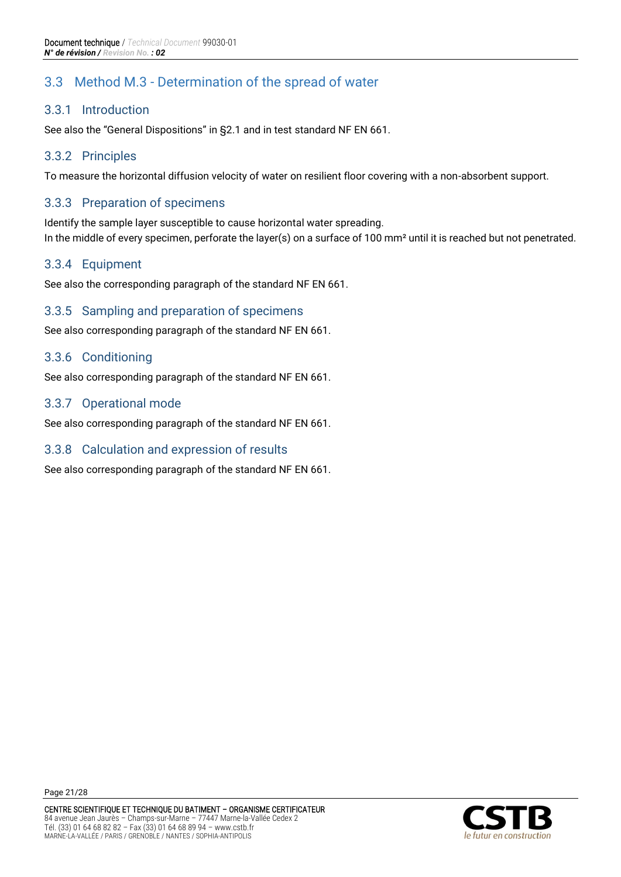## 3.3 Method M.3 - Determination of the spread of water

### 3.3.1 Introduction

See also the “General Dispositions” in §2.1 and in test standard NF EN 661.

### 3.3.2 Principles

To measure the horizontal diffusion velocity of water on resilient floor covering with a non-absorbent support.

### 3.3.3 Preparation of specimens

Identify the sample layer susceptible to cause horizontal water spreading.
In the middle of every specimen, perforate the layer(s) on a surface of 100 mm² until it is reached but not penetrated.

### 3.3.4 Equipment

See also the corresponding paragraph of the standard NF EN 661.

### 3.3.5 Sampling and preparation of specimens

See also corresponding paragraph of the standard NF EN 661.

### 3.3.6 Conditioning

See also corresponding paragraph of the standard NF EN 661.

### 3.3.7 Operational mode

See also corresponding paragraph of the standard NF EN 661.

### 3.3.8 Calculation and expression of results

See also corresponding paragraph of the standard NF EN 661.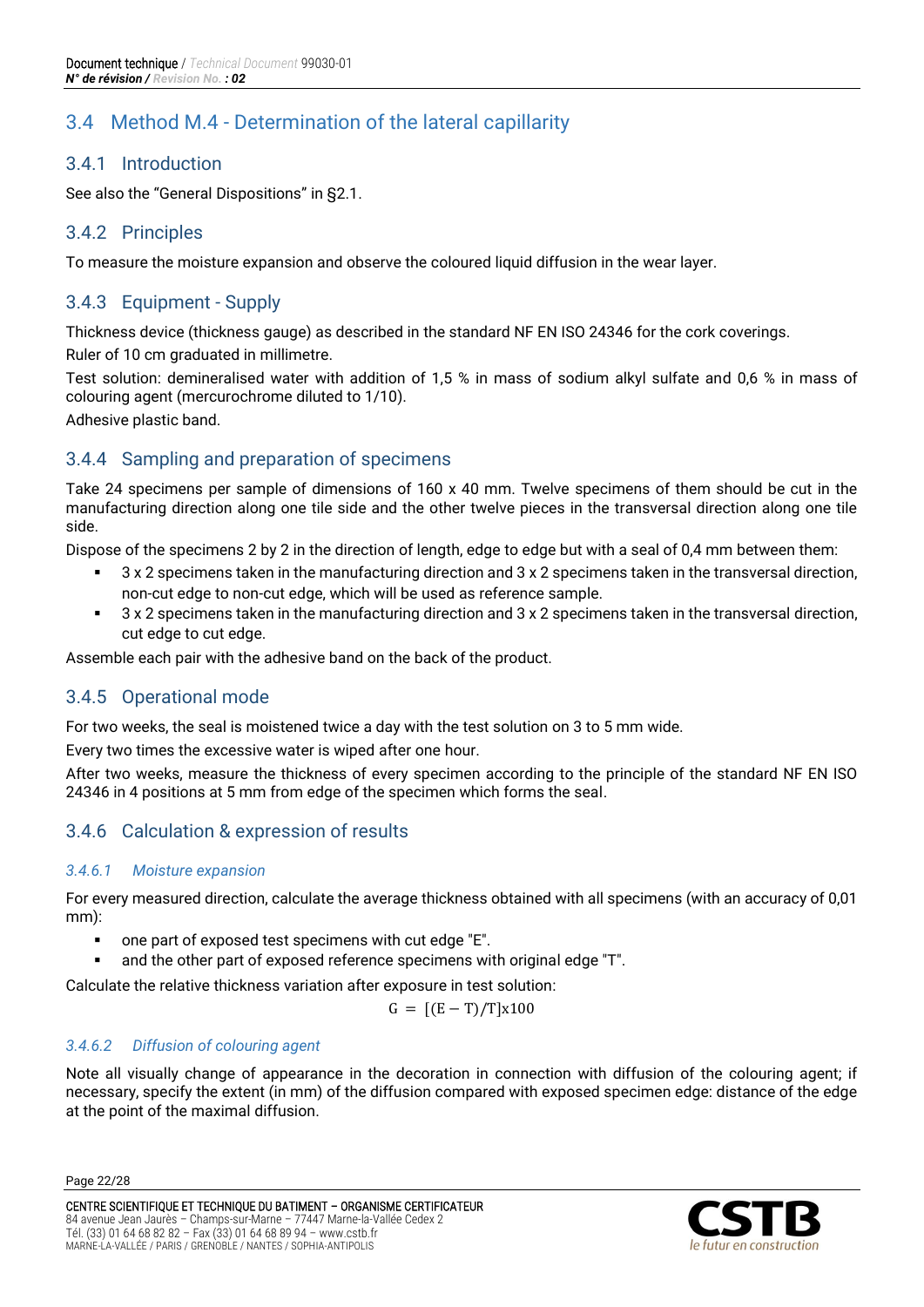## 3.4 Method M.4 - Determination of the lateral capillarity

### 3.4.1 Introduction

See also the “General Dispositions” in §2.1.

### 3.4.2 Principles

To measure the moisture expansion and observe the coloured liquid diffusion in the wear layer.

### 3.4.3 Equipment - Supply

Thickness device (thickness gauge) as described in the standard NF EN ISO 24346 for the cork coverings.

Ruler of 10 cm graduated in millimetre.

Test solution: demineralised water with addition of 1,5 % in mass of sodium alkyl sulfate and 0,6 % in mass of colouring agent (mercurochrome diluted to 1/10).

Adhesive plastic band.

### 3.4.4 Sampling and preparation of specimens

Take 24 specimens per sample of dimensions of 160 x 40 mm. Twelve specimens of them should be cut in the manufacturing direction along one tile side and the other twelve pieces in the transversal direction along one tile side.

Dispose of the specimens 2 by 2 in the direction of length, edge to edge but with a seal of 0,4 mm between them:

- 3 x 2 specimens taken in the manufacturing direction and 3 x 2 specimens taken in the transversal direction, non-cut edge to non-cut edge, which will be used as reference sample.
- 3 x 2 specimens taken in the manufacturing direction and 3 x 2 specimens taken in the transversal direction, cut edge to cut edge.

Assemble each pair with the adhesive band on the back of the product.

### 3.4.5 Operational mode

For two weeks, the seal is moistened twice a day with the test solution on 3 to 5 mm wide.

Every two times the excessive water is wiped after one hour.

After two weeks, measure the thickness of every specimen according to the principle of the standard NF EN ISO 24346 in 4 positions at 5 mm from edge of the specimen which forms the seal.

### 3.4.6 Calculation & expression of results

#### *3.4.6.1 Moisture expansion*

For every measured direction, calculate the average thickness obtained with all specimens (with an accuracy of 0,01 mm):

- one part of exposed test specimens with cut edge "E".
- and the other part of exposed reference specimens with original edge "T".

Calculate the relative thickness variation after exposure in test solution:

$$G = [(E - T)/T]x100$$

#### *3.4.6.2 Diffusion of colouring agent*

Note all visually change of appearance in the decoration in connection with diffusion of the colouring agent; if necessary, specify the extent (in mm) of the diffusion compared with exposed specimen edge: distance of the edge at the point of the maximal diffusion.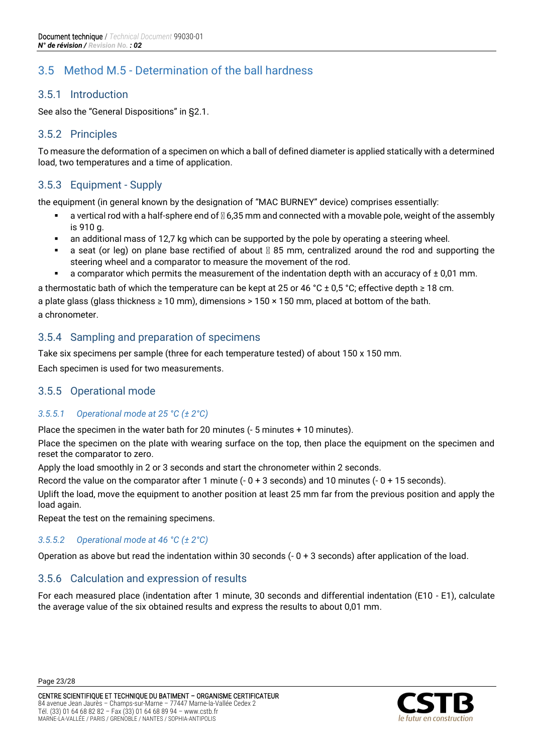## 3.5 Method M.5 - Determination of the ball hardness

### 3.5.1 Introduction

See also the “General Dispositions” in §2.1.

### 3.5.2 Principles

To measure the deformation of a specimen on which a ball of defined diameter is applied statically with a determined load, two temperatures and a time of application.

### 3.5.3 Equipment - Supply

the equipment (in general known by the designation of “MAC BURNEY” device) comprises essentially:

- a vertical rod with a half-sphere end of  6,35 mm and connected with a movable pole, weight of the assembly is 910 g.
- an additional mass of 12,7 kg which can be supported by the pole by operating a steering wheel.
- a seat (or leg) on plane base rectified of about  85 mm, centralized around the rod and supporting the steering wheel and a comparator to measure the movement of the rod.
- a comparator which permits the measurement of the indentation depth with an accuracy of ± 0,01 mm.

a thermostatic bath of which the temperature can be kept at 25 or 46 °C ± 0,5 °C; effective depth ≥ 18 cm.

a plate glass (glass thickness ≥ 10 mm), dimensions > 150 × 150 mm, placed at bottom of the bath.

a chronometer.

### 3.5.4 Sampling and preparation of specimens

Take six specimens per sample (three for each temperature tested) of about 150 x 150 mm.

Each specimen is used for two measurements.

### 3.5.5 Operational mode

#### *3.5.5.1 Operational mode at 25 °C (± 2°C)*

Place the specimen in the water bath for 20 minutes (- 5 minutes + 10 minutes).

Place the specimen on the plate with wearing surface on the top, then place the equipment on the specimen and reset the comparator to zero.

Apply the load smoothly in 2 or 3 seconds and start the chronometer within 2 seconds.

Record the value on the comparator after 1 minute (- 0 + 3 seconds) and 10 minutes (- 0 + 15 seconds).

Uplift the load, move the equipment to another position at least 25 mm far from the previous position and apply the load again.

Repeat the test on the remaining specimens.

#### *3.5.5.2 Operational mode at 46 °C (± 2°C)*

Operation as above but read the indentation within 30 seconds (- 0 + 3 seconds) after application of the load.

### 3.5.6 Calculation and expression of results

For each measured place (indentation after 1 minute, 30 seconds and differential indentation (E10 - E1), calculate the average value of the six obtained results and express the results to about 0,01 mm.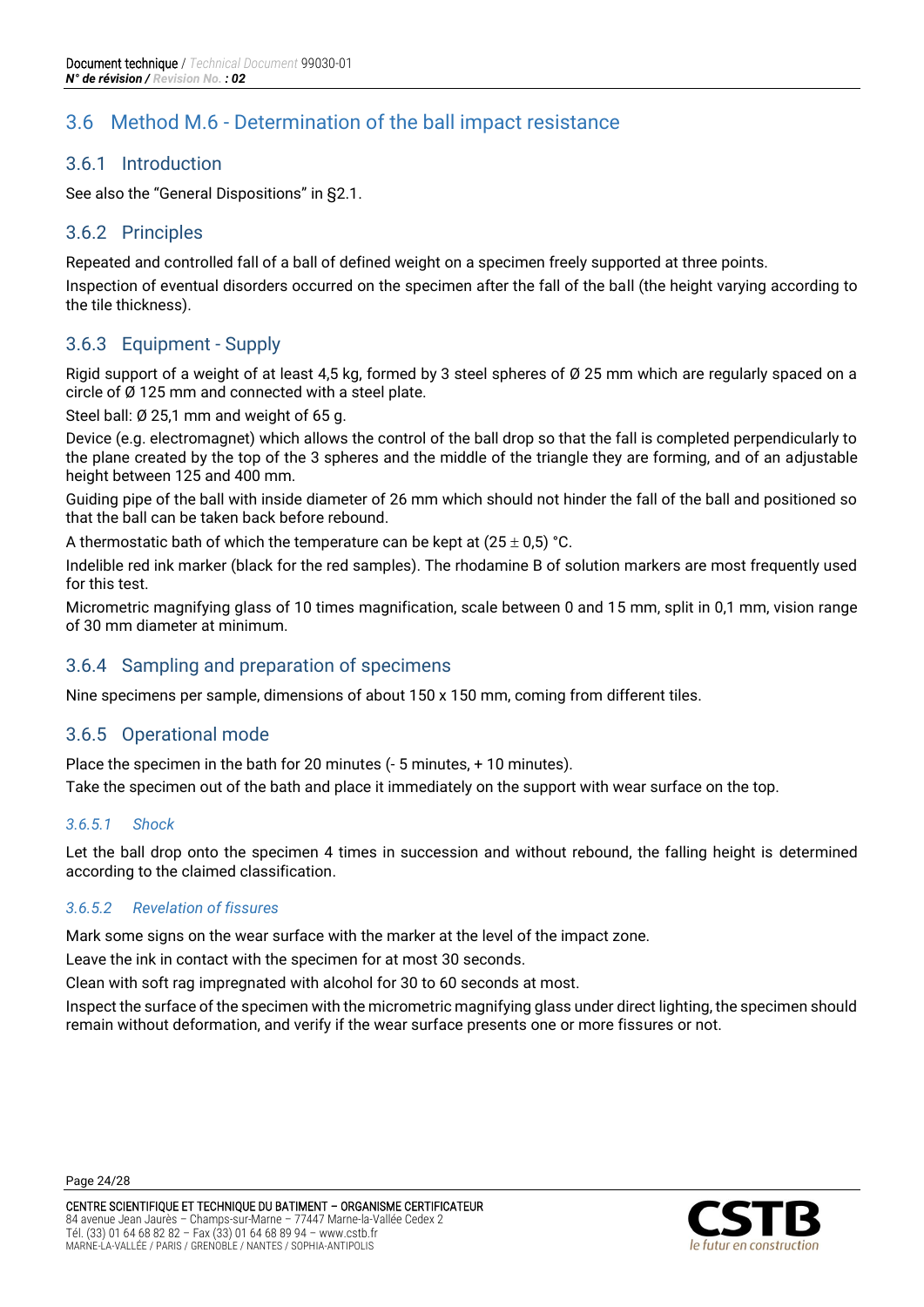## 3.6 Method M.6 - Determination of the ball impact resistance

### 3.6.1 Introduction

See also the "General Dispositions" in §2.1.

### 3.6.2 Principles

Repeated and controlled fall of a ball of defined weight on a specimen freely supported at three points.

Inspection of eventual disorders occurred on the specimen after the fall of the ball (the height varying according to the tile thickness).

### 3.6.3 Equipment - Supply

Rigid support of a weight of at least 4,5 kg, formed by 3 steel spheres of Ø 25 mm which are regularly spaced on a circle of Ø 125 mm and connected with a steel plate.

Steel ball: Ø 25,1 mm and weight of 65 g.

Device (e.g. electromagnet) which allows the control of the ball drop so that the fall is completed perpendicularly to the plane created by the top of the 3 spheres and the middle of the triangle they are forming, and of an adjustable height between 125 and 400 mm.

Guiding pipe of the ball with inside diameter of 26 mm which should not hinder the fall of the ball and positioned so that the ball can be taken back before rebound.

A thermostatic bath of which the temperature can be kept at (25 ± 0,5) °C.

Indelible red ink marker (black for the red samples). The rhodamine B of solution markers are most frequently used for this test.

Micrometric magnifying glass of 10 times magnification, scale between 0 and 15 mm, split in 0,1 mm, vision range of 30 mm diameter at minimum.

### 3.6.4 Sampling and preparation of specimens

Nine specimens per sample, dimensions of about 150 x 150 mm, coming from different tiles.

### 3.6.5 Operational mode

Place the specimen in the bath for 20 minutes (- 5 minutes, + 10 minutes).

Take the specimen out of the bath and place it immediately on the support with wear surface on the top.

#### *3.6.5.1 Shock*

Let the ball drop onto the specimen 4 times in succession and without rebound, the falling height is determined according to the claimed classification.

#### *3.6.5.2 Revelation of fissures*

Mark some signs on the wear surface with the marker at the level of the impact zone.

Leave the ink in contact with the specimen for at most 30 seconds.

Clean with soft rag impregnated with alcohol for 30 to 60 seconds at most.

Inspect the surface of the specimen with the micrometric magnifying glass under direct lighting, the specimen should remain without deformation, and verify if the wear surface presents one or more fissures or not.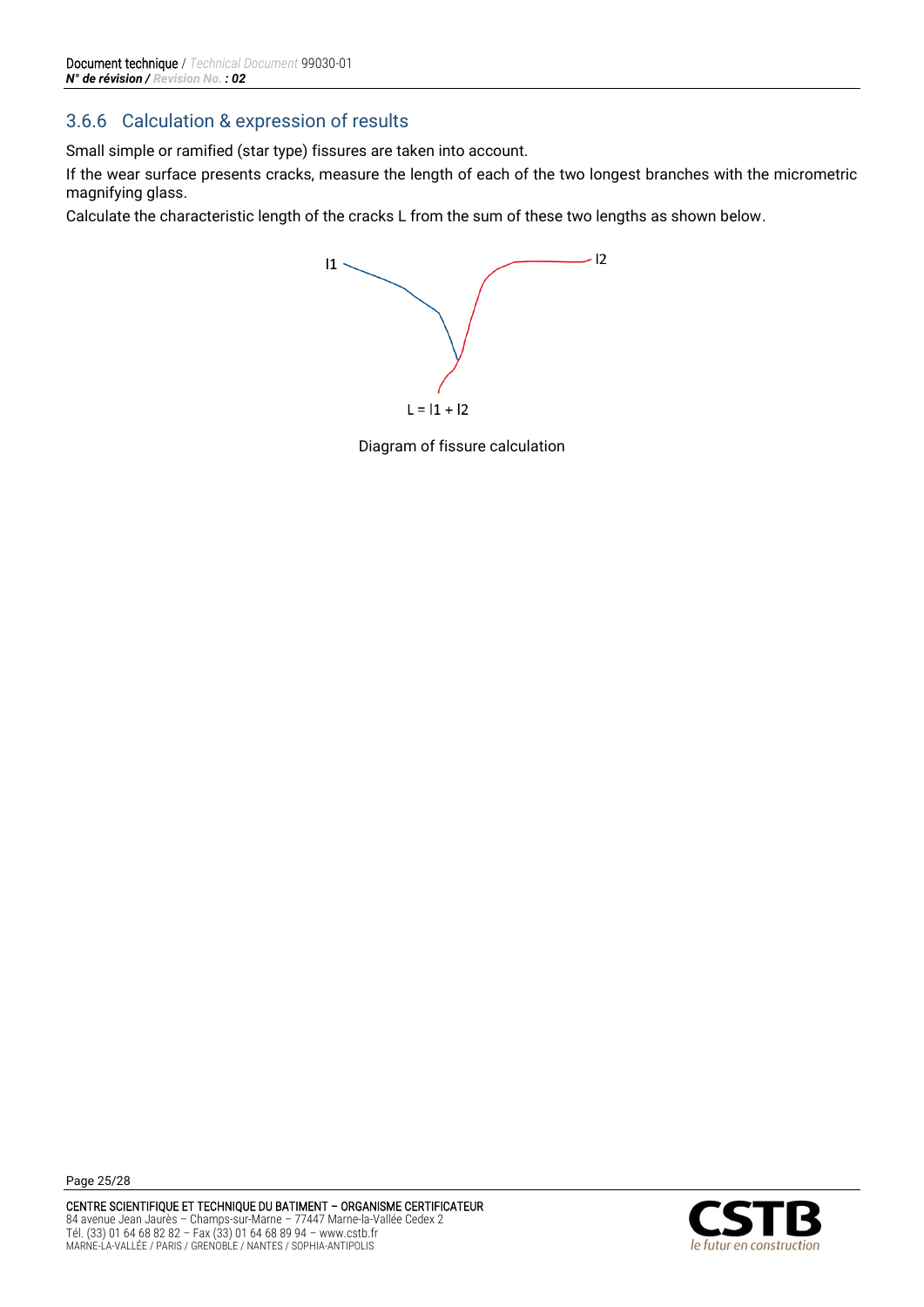### 3.6.6 Calculation & expression of results

Small simple or ramified (star type) fissures are taken into account.

If the wear surface presents cracks, measure the length of each of the two longest branches with the micrometric magnifying glass.

Calculate the characteristic length of the cracks L from the sum of these two lengths as shown below.

l1

l2

$L = l1 + l2$

Diagram of fissure calculation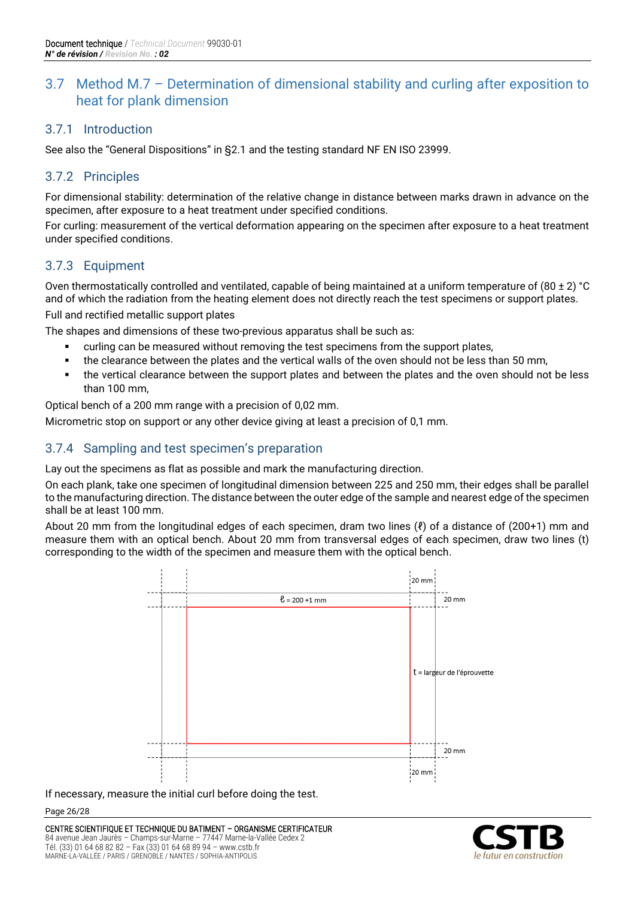## 3.7 Method M.7 – Determination of dimensional stability and curling after exposition to heat for plank dimension

### 3.7.1 Introduction

See also the "General Dispositions" in §2.1 and the testing standard NF EN ISO 23999.

### 3.7.2 Principles

For dimensional stability: determination of the relative change in distance between marks drawn in advance on the specimen, after exposure to a heat treatment under specified conditions.

For curling: measurement of the vertical deformation appearing on the specimen after exposure to a heat treatment under specified conditions.

### 3.7.3 Equipment

Oven thermostatically controlled and ventilated, capable of being maintained at a uniform temperature of (80 ± 2) °C and of which the radiation from the heating element does not directly reach the test specimens or support plates.

Full and rectified metallic support plates

The shapes and dimensions of these two-previous apparatus shall be such as:

- curling can be measured without removing the test specimens from the support plates,
- the clearance between the plates and the vertical walls of the oven should not be less than 50 mm,
- the vertical clearance between the support plates and between the plates and the oven should not be less than 100 mm,

Optical bench of a 200 mm range with a precision of 0,02 mm.

Micrometric stop on support or any other device giving at least a precision of 0,1 mm.

### 3.7.4 Sampling and test specimen's preparation

Lay out the specimens as flat as possible and mark the manufacturing direction.

On each plank, take one specimen of longitudinal dimension between 225 and 250 mm, their edges shall be parallel to the manufacturing direction. The distance between the outer edge of the sample and nearest edge of the specimen shall be at least 100 mm.

About 20 mm from the longitudinal edges of each specimen, draw two lines ($\ell$) of a distance of (200+1) mm and measure them with an optical bench. About 20 mm from transversal edges of each specimen, draw two lines (t) corresponding to the width of the specimen and measure them with the optical bench.

$\ell$ = 200 +1 mm

20 mm

20 mm

t = largeur de l'éprouvette

20 mm

20 mm

If necessary, measure the initial curl before doing the test.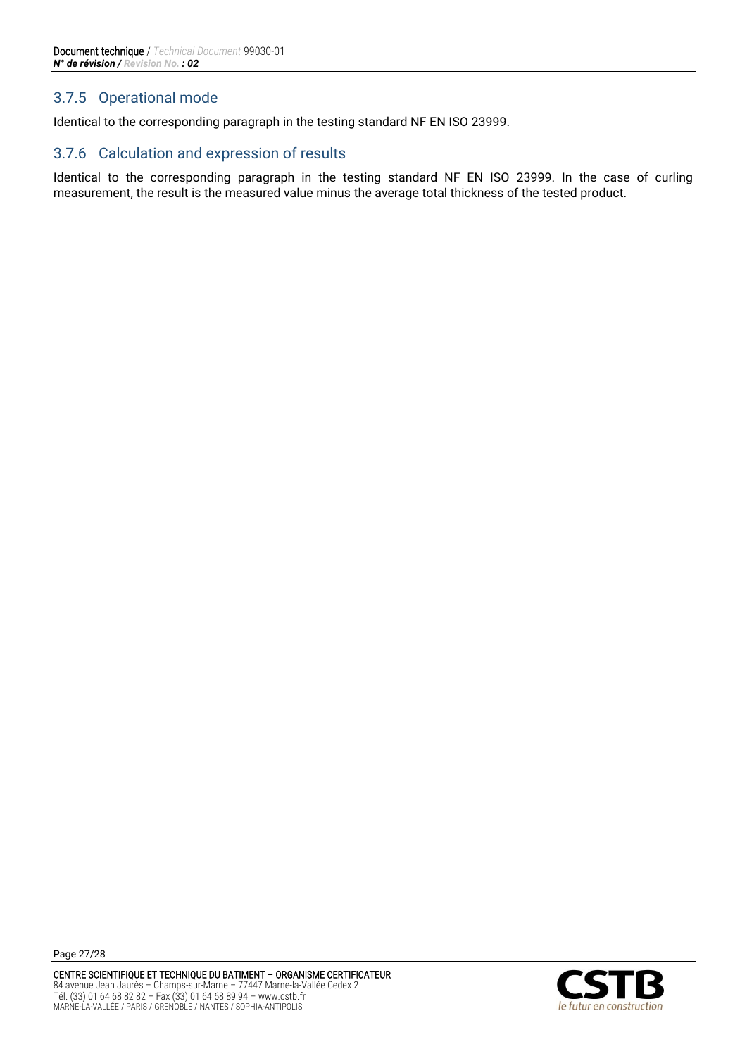### 3.7.5 Operational mode

Identical to the corresponding paragraph in the testing standard NF EN ISO 23999.

### 3.7.6 Calculation and expression of results

Identical to the corresponding paragraph in the testing standard NF EN ISO 23999. In the case of curling measurement, the result is the measured value minus the average total thickness of the tested product.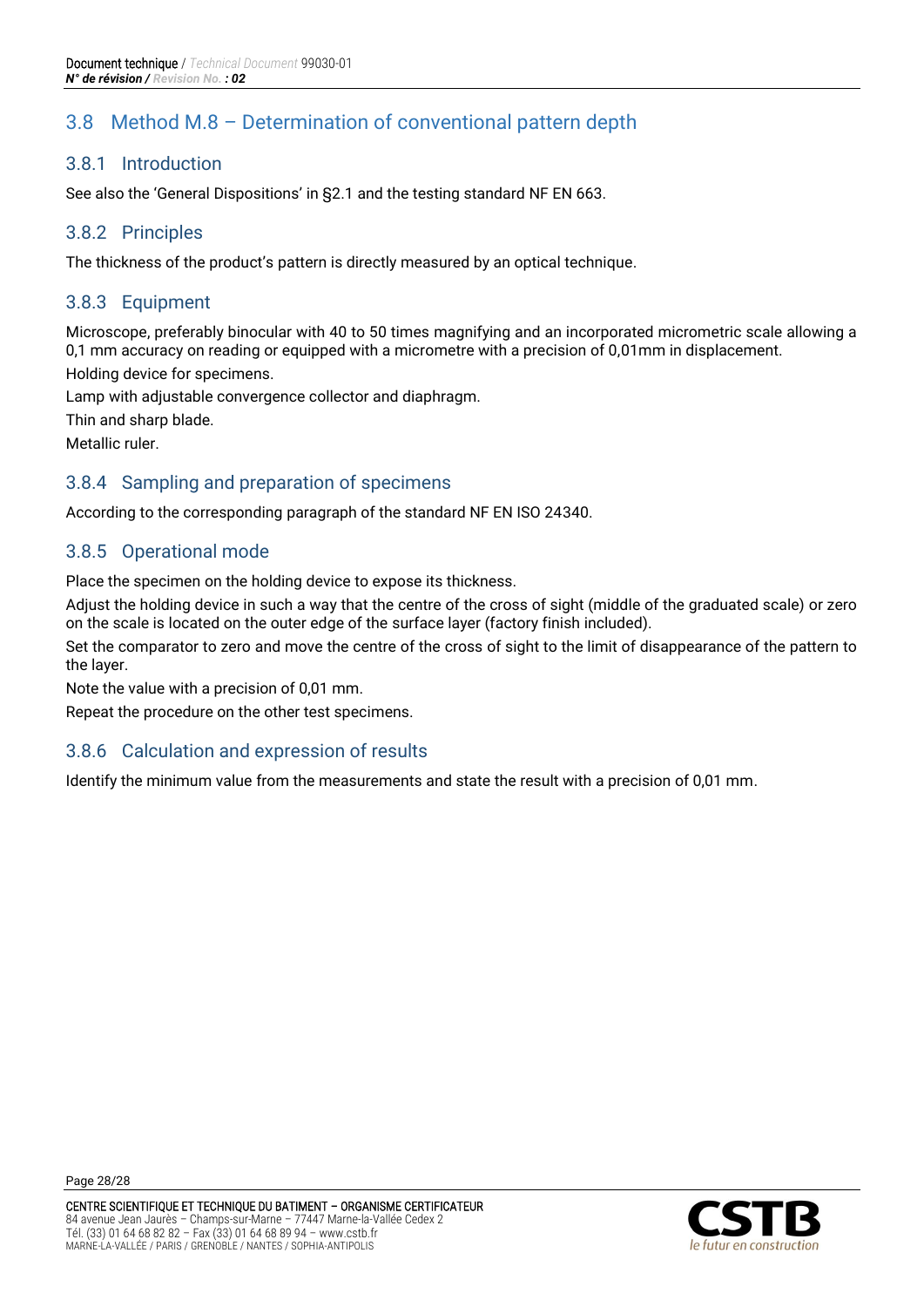## 3.8 Method M.8 – Determination of conventional pattern depth

### 3.8.1 Introduction

See also the 'General Dispositions' in §2.1 and the testing standard NF EN 663.

### 3.8.2 Principles

The thickness of the product's pattern is directly measured by an optical technique.

### 3.8.3 Equipment

Microscope, preferably binocular with 40 to 50 times magnifying and an incorporated micrometric scale allowing a 0,1 mm accuracy on reading or equipped with a micrometre with a precision of 0,01mm in displacement.

Holding device for specimens.

Lamp with adjustable convergence collector and diaphragm.

Thin and sharp blade.

Metallic ruler.

### 3.8.4 Sampling and preparation of specimens

According to the corresponding paragraph of the standard NF EN ISO 24340.

### 3.8.5 Operational mode

Place the specimen on the holding device to expose its thickness.

Adjust the holding device in such a way that the centre of the cross of sight (middle of the graduated scale) or zero on the scale is located on the outer edge of the surface layer (factory finish included).

Set the comparator to zero and move the centre of the cross of sight to the limit of disappearance of the pattern to the layer.

Note the value with a precision of 0,01 mm.

Repeat the procedure on the other test specimens.

### 3.8.6 Calculation and expression of results

Identify the minimum value from the measurements and state the result with a precision of 0,01 mm.